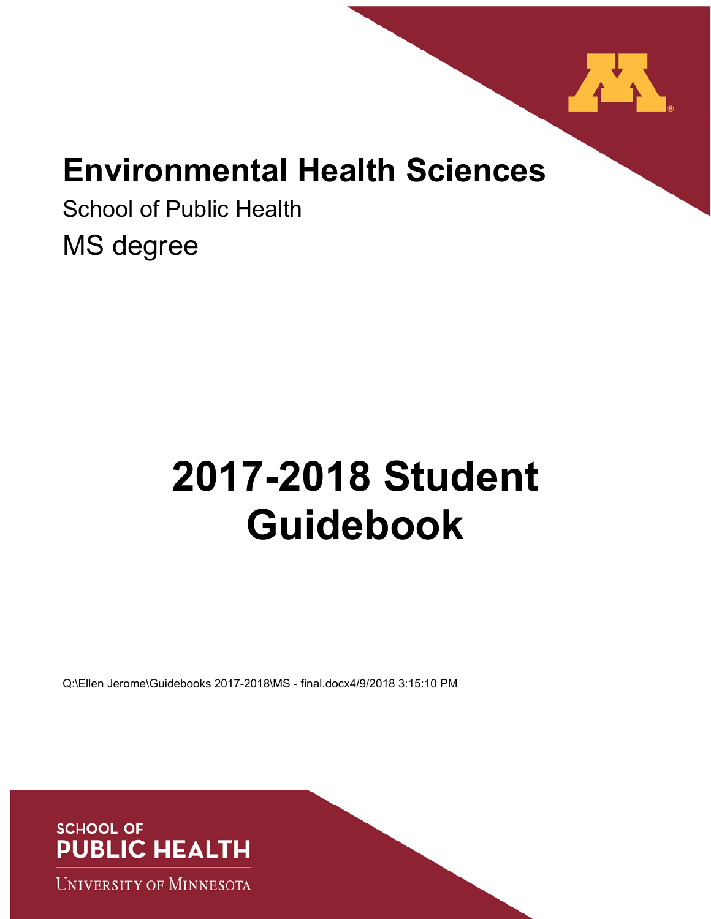# Environmental Health Sciences

School of Public Health

MS degree

# 2017-2018 Student Guidebook

Q:\Ellen Jerome\Guidebooks 2017-2018\MS - final.docx4/9/2018 3:15:10 PM

SCHOOL OF
PUBLIC HEALTH

UNIVERSITY OF MINNESOTA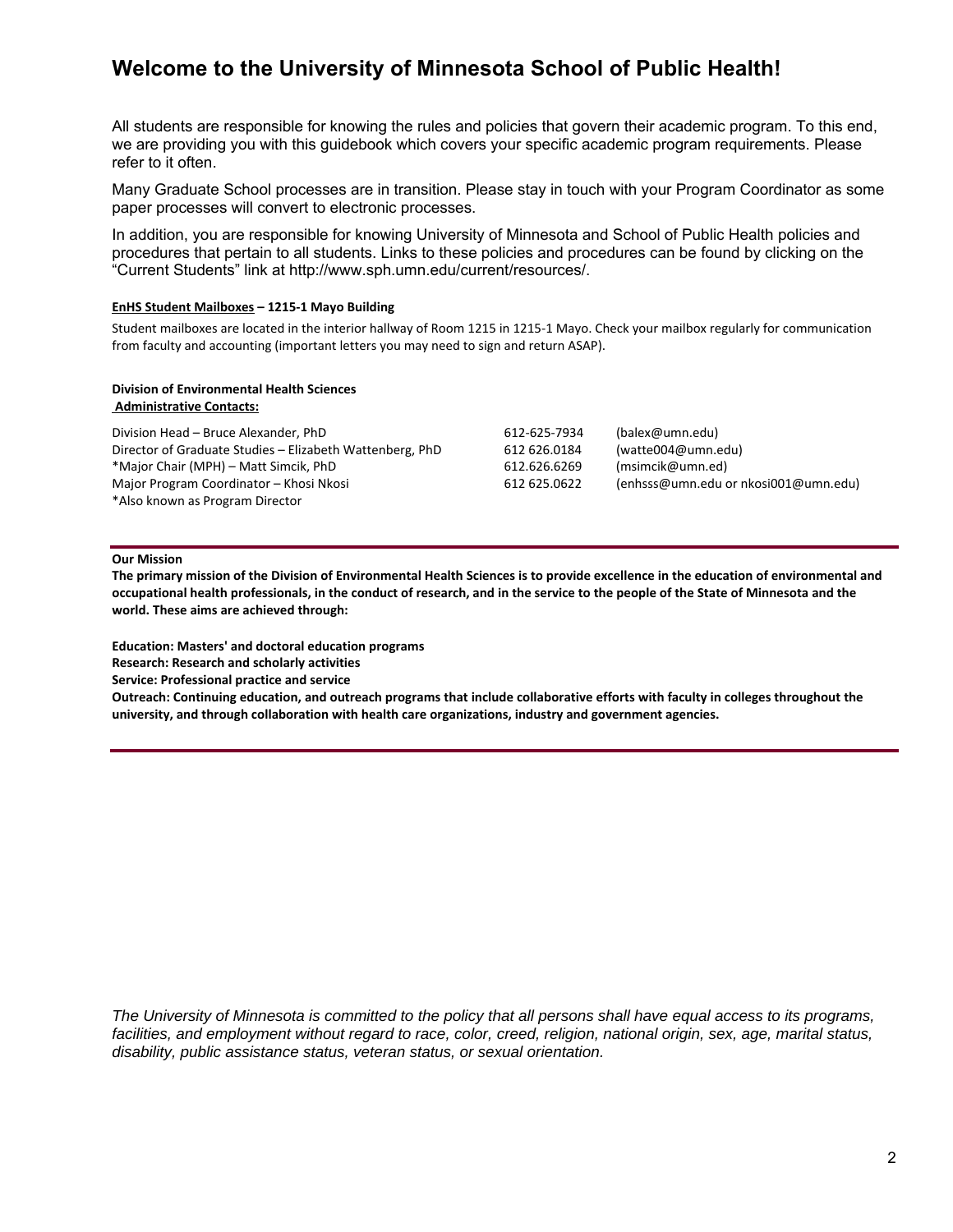# Welcome to the University of Minnesota School of Public Health!

All students are responsible for knowing the rules and policies that govern their academic program. To this end, we are providing you with this guidebook which covers your specific academic program requirements. Please refer to it often.

Many Graduate School processes are in transition. Please stay in touch with your Program Coordinator as some paper processes will convert to electronic processes.

In addition, you are responsible for knowing University of Minnesota and School of Public Health policies and procedures that pertain to all students. Links to these policies and procedures can be found by clicking on the "Current Students" link at http://www.sph.umn.edu/current/resources/.

**EnHS Student Mailboxes – 1215-1 Mayo Building**

Student mailboxes are located in the interior hallway of Room 1215 in 1215-1 Mayo. Check your mailbox regularly for communication from faculty and accounting (important letters you may need to sign and return ASAP).

**Division of Environmental Health Sciences**
**Administrative Contacts:**

| | | |
|---|---|---|
| Division Head – Bruce Alexander, PhD | 612-625-7934 | (balex@umn.edu) |
| Director of Graduate Studies – Elizabeth Wattenberg, PhD | 612 626.0184 | (watte004@umn.edu) |
| *Major Chair (MPH) – Matt Simcik, PhD | 612.626.6269 | (msimcik@umn.ed) |
| Major Program Coordinator – Khosi Nkosi | 612 625.0622 | (enhsss@umn.edu or nkosi001@umn.edu) |

*Also known as Program Director

**Our Mission**

**The primary mission of the Division of Environmental Health Sciences is to provide excellence in the education of environmental and occupational health professionals, in the conduct of research, and in the service to the people of the State of Minnesota and the world. These aims are achieved through:**

**Education: Masters' and doctoral education programs**
**Research: Research and scholarly activities**
**Service: Professional practice and service**
**Outreach: Continuing education, and outreach programs that include collaborative efforts with faculty in colleges throughout the university, and through collaboration with health care organizations, industry and government agencies.**

*The University of Minnesota is committed to the policy that all persons shall have equal access to its programs, facilities, and employment without regard to race, color, creed, religion, national origin, sex, age, marital status, disability, public assistance status, veteran status, or sexual orientation.*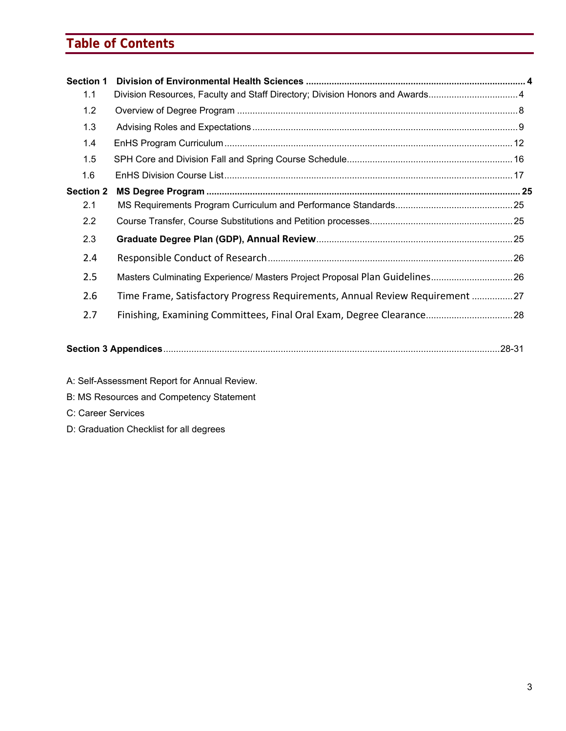# Table of Contents

**Section 1 Division of Environmental Health Sciences ..... 4**

- 1.1 Division Resources, Faculty and Staff Directory; Division Honors and Awards ..... 4
- 1.2 Overview of Degree Program ..... 8
- 1.3 Advising Roles and Expectations ..... 9
- 1.4 EnHS Program Curriculum ..... 12
- 1.5 SPH Core and Division Fall and Spring Course Schedule ..... 16
- 1.6 EnHS Division Course List ..... 17

**Section 2 MS Degree Program ..... 25**

- 2.1 MS Requirements Program Curriculum and Performance Standards ..... 25
- 2.2 Course Transfer, Course Substitutions and Petition processes ..... 25
- 2.3 **Graduate Degree Plan (GDP), Annual Review** ..... 25
- 2.4 Responsible Conduct of Research ..... 26
- 2.5 Masters Culminating Experience/ Masters Project Proposal Plan Guidelines ..... 26
- 2.6 Time Frame, Satisfactory Progress Requirements, Annual Review Requirement ..... 27
- 2.7 Finishing, Examining Committees, Final Oral Exam, Degree Clearance ..... 28

**Section 3 Appendices** ..... 28-31

A: Self-Assessment Report for Annual Review.

B: MS Resources and Competency Statement

C: Career Services

D: Graduation Checklist for all degrees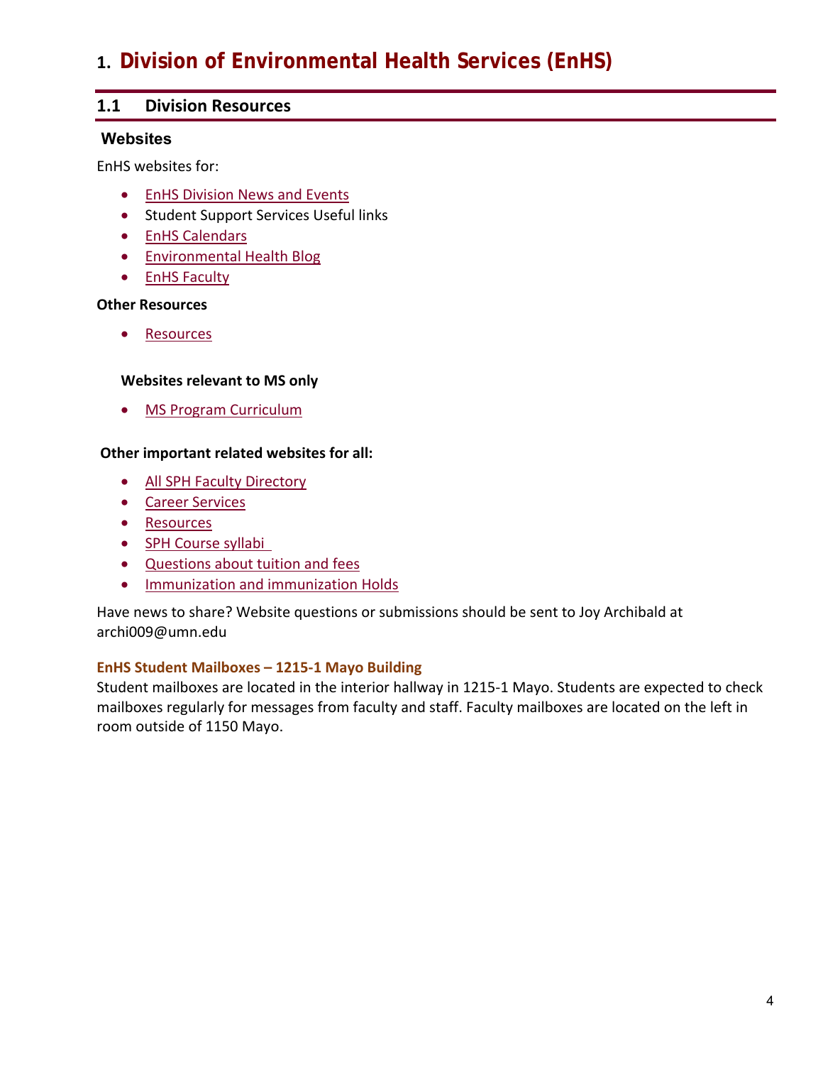# 1. Division of Environmental Health Services (EnHS)

## 1.1 Division Resources

### Websites

EnHS websites for:

- EnHS Division News and Events
- Student Support Services Useful links
- EnHS Calendars
- Environmental Health Blog
- EnHS Faculty

**Other Resources**

- Resources

**Websites relevant to MS only**

- MS Program Curriculum

**Other important related websites for all:**

- All SPH Faculty Directory
- Career Services
- Resources
- SPH Course syllabi
- Questions about tuition and fees
- Immunization and immunization Holds

Have news to share? Website questions or submissions should be sent to Joy Archibald at archi009@umn.edu

**EnHS Student Mailboxes – 1215-1 Mayo Building**

Student mailboxes are located in the interior hallway in 1215-1 Mayo. Students are expected to check mailboxes regularly for messages from faculty and staff. Faculty mailboxes are located on the left in room outside of 1150 Mayo.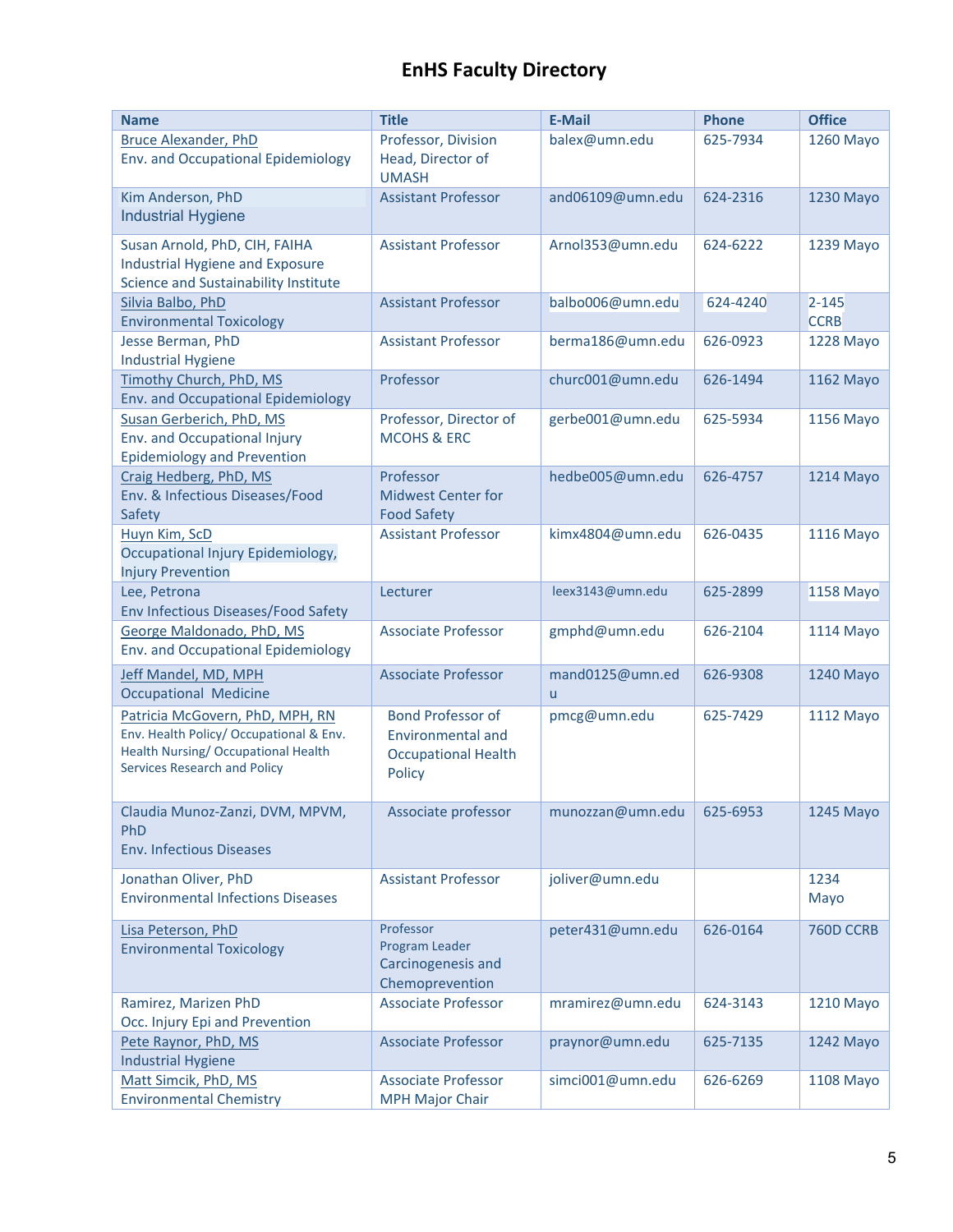# EnHS Faculty Directory

| Name | Title | E-Mail | Phone | Office |
|---|---|---|---|---|
| Bruce Alexander, PhD<br>Env. and Occupational Epidemiology | Professor, Division Head, Director of UMASH | balex@umn.edu | 625-7934 | 1260 Mayo |
| Kim Anderson, PhD<br>Industrial Hygiene | Assistant Professor | and06109@umn.edu | 624-2316 | 1230 Mayo |
| Susan Arnold, PhD, CIH, FAIHA<br>Industrial Hygiene and Exposure Science and Sustainability Institute | Assistant Professor | Arnol353@umn.edu | 624-6222 | 1239 Mayo |
| Silvia Balbo, PhD<br>Environmental Toxicology | Assistant Professor | balbo006@umn.edu | 624-4240 | 2-145 CCRB |
| Jesse Berman, PhD<br>Industrial Hygiene | Assistant Professor | berma186@umn.edu | 626-0923 | 1228 Mayo |
| Timothy Church, PhD, MS<br>Env. and Occupational Epidemiology | Professor | churc001@umn.edu | 626-1494 | 1162 Mayo |
| Susan Gerberich, PhD, MS<br>Env. and Occupational Injury Epidemiology and Prevention | Professor, Director of MCOHS & ERC | gerbe001@umn.edu | 625-5934 | 1156 Mayo |
| Craig Hedberg, PhD, MS<br>Env. & Infectious Diseases/Food Safety | Professor<br>Midwest Center for Food Safety | hedbe005@umn.edu | 626-4757 | 1214 Mayo |
| Huyn Kim, ScD<br>Occupational Injury Epidemiology, Injury Prevention | Assistant Professor | kimx4804@umn.edu | 626-0435 | 1116 Mayo |
| Lee, Petrona<br>Env Infectious Diseases/Food Safety | Lecturer | leex3143@umn.edu | 625-2899 | 1158 Mayo |
| George Maldonado, PhD, MS<br>Env. and Occupational Epidemiology | Associate Professor | gmphd@umn.edu | 626-2104 | 1114 Mayo |
| Jeff Mandel, MD, MPH<br>Occupational Medicine | Associate Professor | mand0125@umn.edu | 626-9308 | 1240 Mayo |
| Patricia McGovern, PhD, MPH, RN<br>Env. Health Policy/ Occupational & Env. Health Nursing/ Occupational Health Services Research and Policy | Bond Professor of Environmental and Occupational Health Policy | pmcg@umn.edu | 625-7429 | 1112 Mayo |
| Claudia Munoz-Zanzi, DVM, MPVM, PhD<br>Env. Infectious Diseases | Associate professor | munozzan@umn.edu | 625-6953 | 1245 Mayo |
| Jonathan Oliver, PhD<br>Environmental Infections Diseases | Assistant Professor | joliver@umn.edu | | 1234 Mayo |
| Lisa Peterson, PhD<br>Environmental Toxicology | Professor<br>Program Leader<br>Carcinogenesis and Chemoprevention | peter431@umn.edu | 626-0164 | 760D CCRB |
| Ramirez, Marizen PhD<br>Occ. Injury Epi and Prevention | Associate Professor | mramirez@umn.edu | 624-3143 | 1210 Mayo |
| Pete Raynor, PhD, MS<br>Industrial Hygiene | Associate Professor | praynor@umn.edu | 625-7135 | 1242 Mayo |
| Matt Simcik, PhD, MS<br>Environmental Chemistry | Associate Professor<br>MPH Major Chair | simci001@umn.edu | 626-6269 | 1108 Mayo |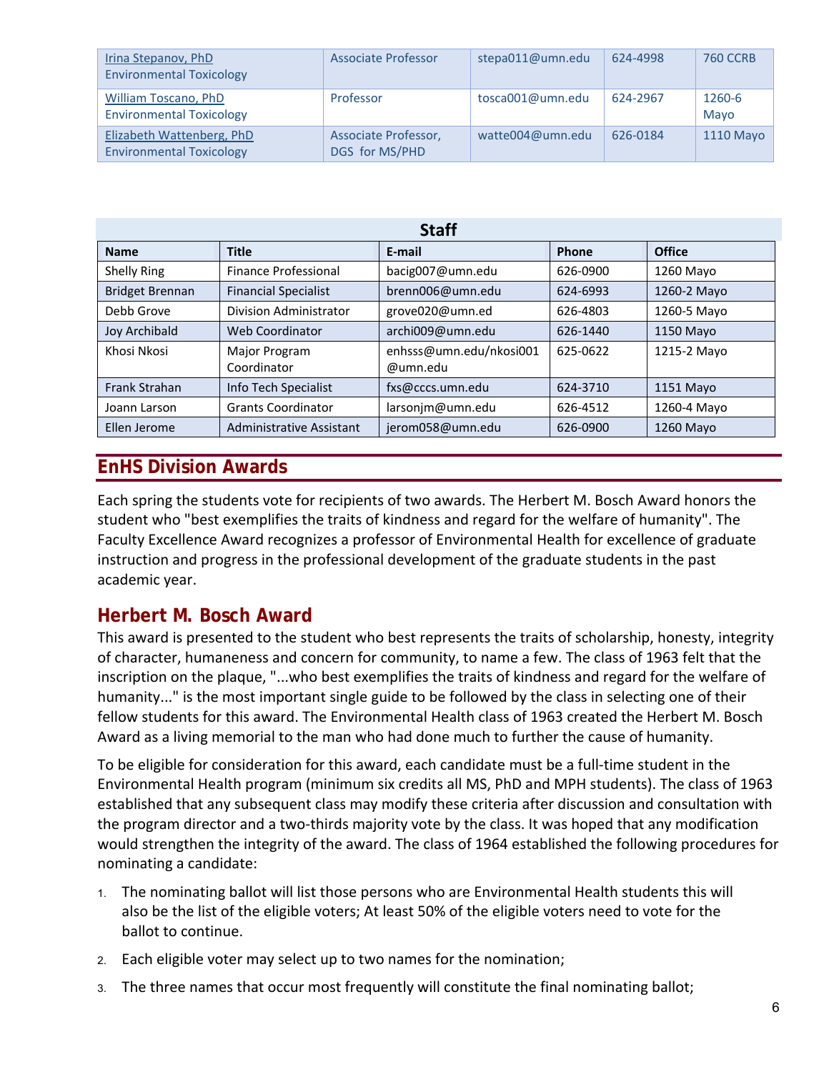| | | | | |
|---|---|---|---|---|
| Irina Stepanov, PhD Environmental Toxicology | Associate Professor | stepa011@umn.edu | 624-4998 | 760 CCRB |
| William Toscano, PhD Environmental Toxicology | Professor | tosca001@umn.edu | 624-2967 | 1260-6 Mayo |
| Elizabeth Wattenberg, PhD Environmental Toxicology | Associate Professor, DGS for MS/PHD | watte004@umn.edu | 626-0184 | 1110 Mayo |

**Staff**

| Name | Title | E-mail | Phone | Office |
|---|---|---|---|---|
| Shelly Ring | Finance Professional | bacig007@umn.edu | 626-0900 | 1260 Mayo |
| Bridget Brennan | Financial Specialist | brenn006@umn.edu | 624-6993 | 1260-2 Mayo |
| Debb Grove | Division Administrator | grove020@umn.ed | 626-4803 | 1260-5 Mayo |
| Joy Archibald | Web Coordinator | archi009@umn.edu | 626-1440 | 1150 Mayo |
| Khosi Nkosi | Major Program Coordinator | enhsss@umn.edu/nkosi001@umn.edu | 625-0622 | 1215-2 Mayo |
| Frank Strahan | Info Tech Specialist | fxs@cccs.umn.edu | 624-3710 | 1151 Mayo |
| Joann Larson | Grants Coordinator | larsonjm@umn.edu | 626-4512 | 1260-4 Mayo |
| Ellen Jerome | Administrative Assistant | jerom058@umn.edu | 626-0900 | 1260 Mayo |

## EnHS Division Awards

Each spring the students vote for recipients of two awards. The Herbert M. Bosch Award honors the student who "best exemplifies the traits of kindness and regard for the welfare of humanity". The Faculty Excellence Award recognizes a professor of Environmental Health for excellence of graduate instruction and progress in the professional development of the graduate students in the past academic year.

## Herbert M. Bosch Award

This award is presented to the student who best represents the traits of scholarship, honesty, integrity of character, humaneness and concern for community, to name a few. The class of 1963 felt that the inscription on the plaque, "...who best exemplifies the traits of kindness and regard for the welfare of humanity..." is the most important single guide to be followed by the class in selecting one of their fellow students for this award. The Environmental Health class of 1963 created the Herbert M. Bosch Award as a living memorial to the man who had done much to further the cause of humanity.

To be eligible for consideration for this award, each candidate must be a full-time student in the Environmental Health program (minimum six credits all MS, PhD and MPH students). The class of 1963 established that any subsequent class may modify these criteria after discussion and consultation with the program director and a two-thirds majority vote by the class. It was hoped that any modification would strengthen the integrity of the award. The class of 1964 established the following procedures for nominating a candidate:

1. The nominating ballot will list those persons who are Environmental Health students this will also be the list of the eligible voters; At least 50% of the eligible voters need to vote for the ballot to continue.
2. Each eligible voter may select up to two names for the nomination;
3. The three names that occur most frequently will constitute the final nominating ballot;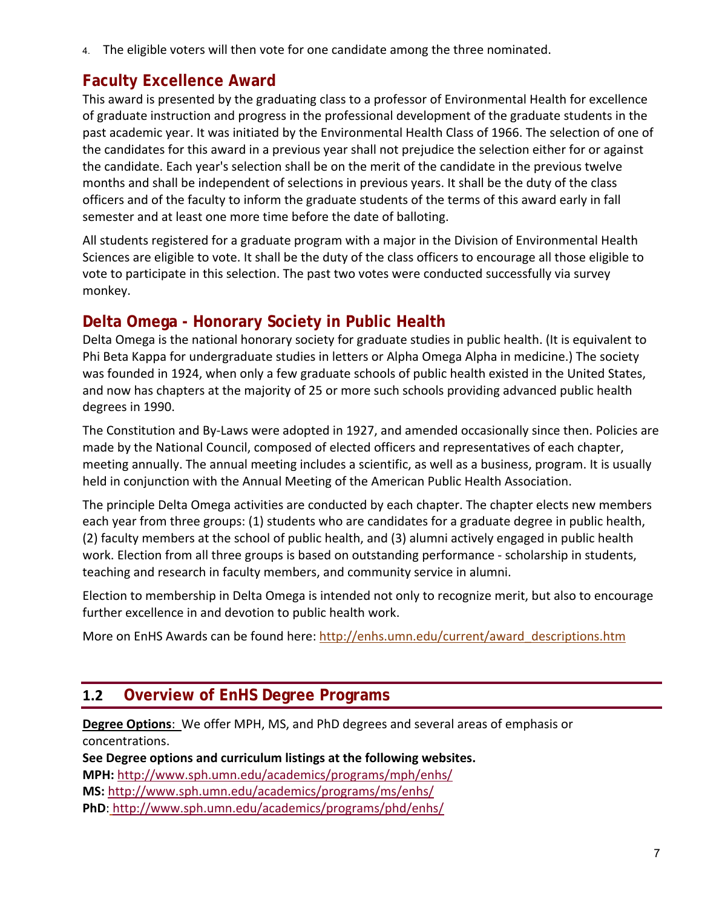4. The eligible voters will then vote for one candidate among the three nominated.

### Faculty Excellence Award

This award is presented by the graduating class to a professor of Environmental Health for excellence of graduate instruction and progress in the professional development of the graduate students in the past academic year. It was initiated by the Environmental Health Class of 1966. The selection of one of the candidates for this award in a previous year shall not prejudice the selection either for or against the candidate. Each year's selection shall be on the merit of the candidate in the previous twelve months and shall be independent of selections in previous years. It shall be the duty of the class officers and of the faculty to inform the graduate students of the terms of this award early in fall semester and at least one more time before the date of balloting.

All students registered for a graduate program with a major in the Division of Environmental Health Sciences are eligible to vote. It shall be the duty of the class officers to encourage all those eligible to vote to participate in this selection. The past two votes were conducted successfully via survey monkey.

### Delta Omega - Honorary Society in Public Health

Delta Omega is the national honorary society for graduate studies in public health. (It is equivalent to Phi Beta Kappa for undergraduate studies in letters or Alpha Omega Alpha in medicine.) The society was founded in 1924, when only a few graduate schools of public health existed in the United States, and now has chapters at the majority of 25 or more such schools providing advanced public health degrees in 1990.

The Constitution and By-Laws were adopted in 1927, and amended occasionally since then. Policies are made by the National Council, composed of elected officers and representatives of each chapter, meeting annually. The annual meeting includes a scientific, as well as a business, program. It is usually held in conjunction with the Annual Meeting of the American Public Health Association.

The principle Delta Omega activities are conducted by each chapter. The chapter elects new members each year from three groups: (1) students who are candidates for a graduate degree in public health, (2) faculty members at the school of public health, and (3) alumni actively engaged in public health work. Election from all three groups is based on outstanding performance - scholarship in students, teaching and research in faculty members, and community service in alumni.

Election to membership in Delta Omega is intended not only to recognize merit, but also to encourage further excellence in and devotion to public health work.

More on EnHS Awards can be found here: http://enhs.umn.edu/current/award_descriptions.htm

## 1.2 Overview of EnHS Degree Programs

**Degree Options**: We offer MPH, MS, and PhD degrees and several areas of emphasis or concentrations.

**See Degree options and curriculum listings at the following websites.**

**MPH:** http://www.sph.umn.edu/academics/programs/mph/enhs/

**MS:** http://www.sph.umn.edu/academics/programs/ms/enhs/

**PhD**: http://www.sph.umn.edu/academics/programs/phd/enhs/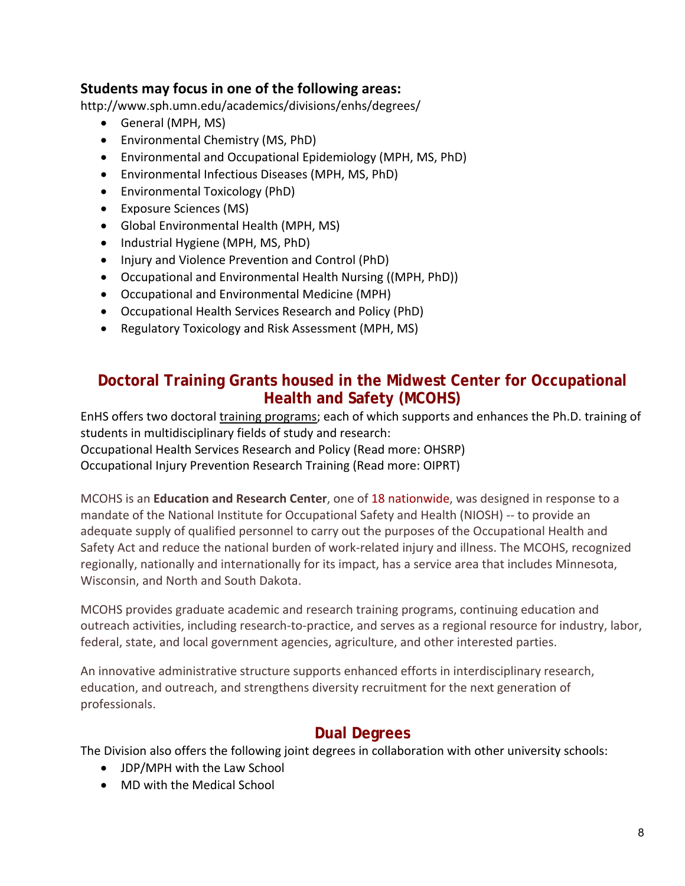### Students may focus in one of the following areas:

http://www.sph.umn.edu/academics/divisions/enhs/degrees/

- General (MPH, MS)
- Environmental Chemistry (MS, PhD)
- Environmental and Occupational Epidemiology (MPH, MS, PhD)
- Environmental Infectious Diseases (MPH, MS, PhD)
- Environmental Toxicology (PhD)
- Exposure Sciences (MS)
- Global Environmental Health (MPH, MS)
- Industrial Hygiene (MPH, MS, PhD)
- Injury and Violence Prevention and Control (PhD)
- Occupational and Environmental Health Nursing ((MPH, PhD))
- Occupational and Environmental Medicine (MPH)
- Occupational Health Services Research and Policy (PhD)
- Regulatory Toxicology and Risk Assessment (MPH, MS)

## Doctoral Training Grants housed in the Midwest Center for Occupational Health and Safety (MCOHS)

EnHS offers two doctoral training programs; each of which supports and enhances the Ph.D. training of students in multidisciplinary fields of study and research:
Occupational Health Services Research and Policy (Read more: OHSRP)
Occupational Injury Prevention Research Training (Read more: OIPRT)

MCOHS is an **Education and Research Center**, one of 18 nationwide, was designed in response to a mandate of the National Institute for Occupational Safety and Health (NIOSH) -- to provide an adequate supply of qualified personnel to carry out the purposes of the Occupational Health and Safety Act and reduce the national burden of work-related injury and illness. The MCOHS, recognized regionally, nationally and internationally for its impact, has a service area that includes Minnesota, Wisconsin, and North and South Dakota.

MCOHS provides graduate academic and research training programs, continuing education and outreach activities, including research-to-practice, and serves as a regional resource for industry, labor, federal, state, and local government agencies, agriculture, and other interested parties.

An innovative administrative structure supports enhanced efforts in interdisciplinary research, education, and outreach, and strengthens diversity recruitment for the next generation of professionals.

## Dual Degrees

The Division also offers the following joint degrees in collaboration with other university schools:

- JDP/MPH with the Law School
- MD with the Medical School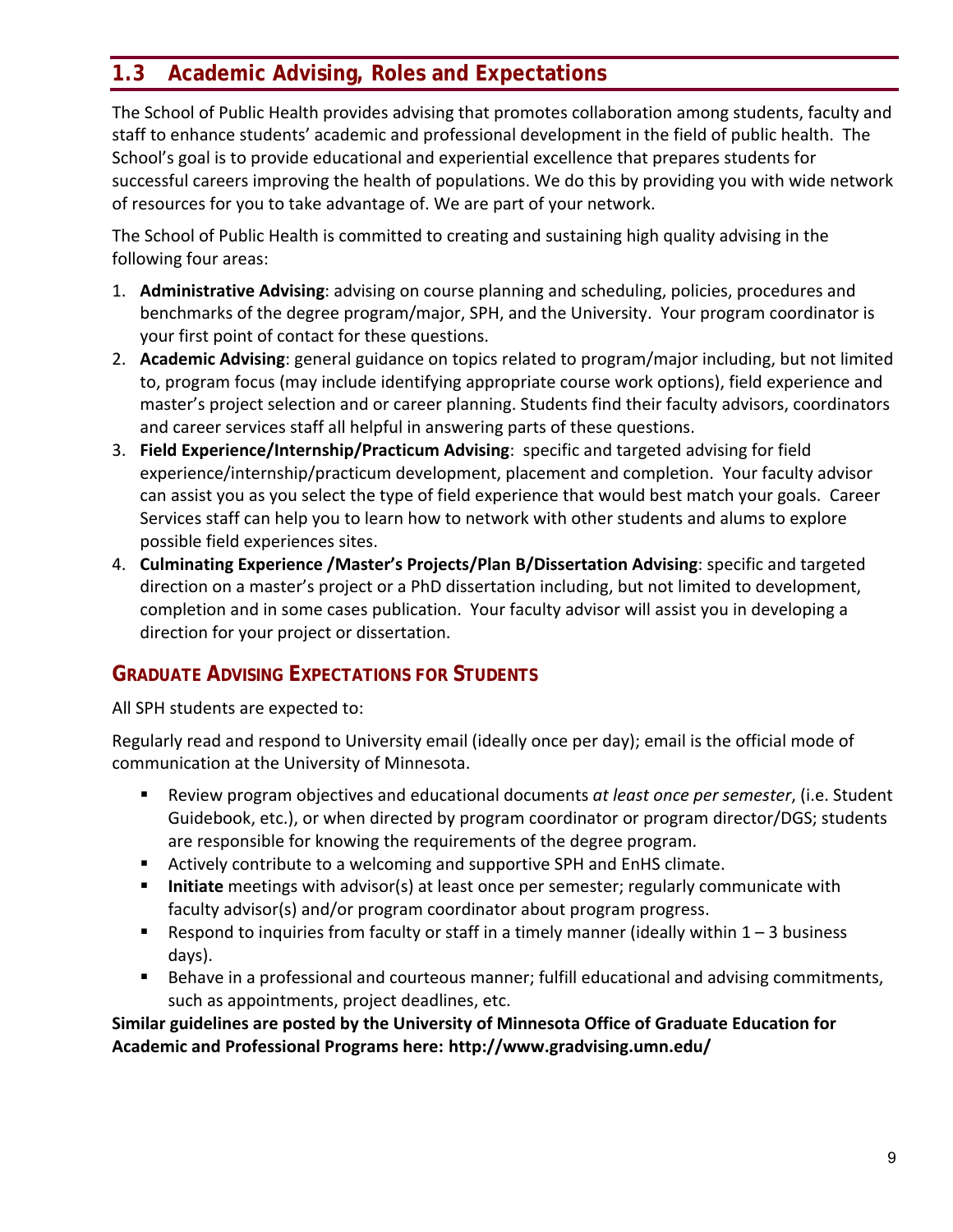## 1.3 Academic Advising, Roles and Expectations

The School of Public Health provides advising that promotes collaboration among students, faculty and staff to enhance students' academic and professional development in the field of public health. The School's goal is to provide educational and experiential excellence that prepares students for successful careers improving the health of populations. We do this by providing you with wide network of resources for you to take advantage of. We are part of your network.

The School of Public Health is committed to creating and sustaining high quality advising in the following four areas:

1. **Administrative Advising**: advising on course planning and scheduling, policies, procedures and benchmarks of the degree program/major, SPH, and the University. Your program coordinator is your first point of contact for these questions.
2. **Academic Advising**: general guidance on topics related to program/major including, but not limited to, program focus (may include identifying appropriate course work options), field experience and master's project selection and or career planning. Students find their faculty advisors, coordinators and career services staff all helpful in answering parts of these questions.
3. **Field Experience/Internship/Practicum Advising**: specific and targeted advising for field experience/internship/practicum development, placement and completion. Your faculty advisor can assist you as you select the type of field experience that would best match your goals. Career Services staff can help you to learn how to network with other students and alums to explore possible field experiences sites.
4. **Culminating Experience /Master's Projects/Plan B/Dissertation Advising**: specific and targeted direction on a master's project or a PhD dissertation including, but not limited to development, completion and in some cases publication. Your faculty advisor will assist you in developing a direction for your project or dissertation.

### GRADUATE ADVISING EXPECTATIONS FOR STUDENTS

All SPH students are expected to:

Regularly read and respond to University email (ideally once per day); email is the official mode of communication at the University of Minnesota.

- Review program objectives and educational documents *at least once per semester*, (i.e. Student Guidebook, etc.), or when directed by program coordinator or program director/DGS; students are responsible for knowing the requirements of the degree program.
- Actively contribute to a welcoming and supportive SPH and EnHS climate.
- **Initiate** meetings with advisor(s) at least once per semester; regularly communicate with faculty advisor(s) and/or program coordinator about program progress.
- Respond to inquiries from faculty or staff in a timely manner (ideally within 1 – 3 business days).
- Behave in a professional and courteous manner; fulfill educational and advising commitments, such as appointments, project deadlines, etc.

**Similar guidelines are posted by the University of Minnesota Office of Graduate Education for Academic and Professional Programs here: http://www.gradvising.umn.edu/**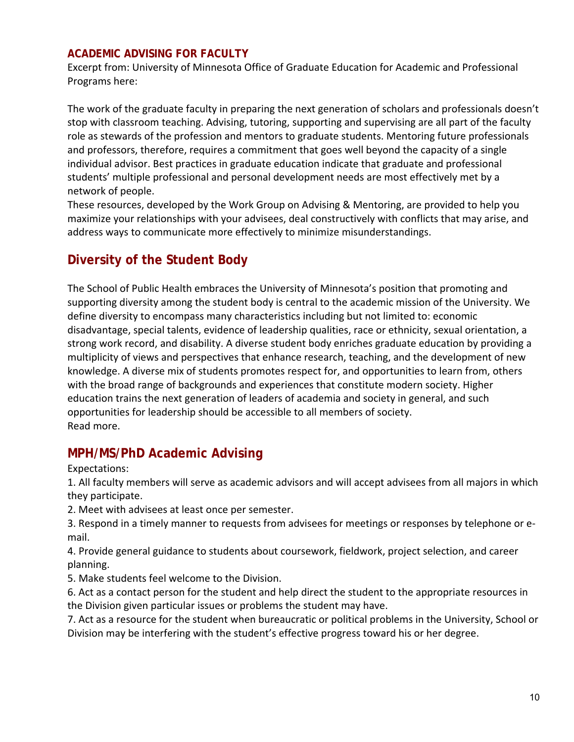## ACADEMIC ADVISING FOR FACULTY

Excerpt from: University of Minnesota Office of Graduate Education for Academic and Professional Programs here:

The work of the graduate faculty in preparing the next generation of scholars and professionals doesn't stop with classroom teaching. Advising, tutoring, supporting and supervising are all part of the faculty role as stewards of the profession and mentors to graduate students. Mentoring future professionals and professors, therefore, requires a commitment that goes well beyond the capacity of a single individual advisor. Best practices in graduate education indicate that graduate and professional students' multiple professional and personal development needs are most effectively met by a network of people.

These resources, developed by the Work Group on Advising & Mentoring, are provided to help you maximize your relationships with your advisees, deal constructively with conflicts that may arise, and address ways to communicate more effectively to minimize misunderstandings.

## Diversity of the Student Body

The School of Public Health embraces the University of Minnesota's position that promoting and supporting diversity among the student body is central to the academic mission of the University. We define diversity to encompass many characteristics including but not limited to: economic disadvantage, special talents, evidence of leadership qualities, race or ethnicity, sexual orientation, a strong work record, and disability. A diverse student body enriches graduate education by providing a multiplicity of views and perspectives that enhance research, teaching, and the development of new knowledge. A diverse mix of students promotes respect for, and opportunities to learn from, others with the broad range of backgrounds and experiences that constitute modern society. Higher education trains the next generation of leaders of academia and society in general, and such opportunities for leadership should be accessible to all members of society.
Read more.

## MPH/MS/PhD Academic Advising

Expectations:

1. All faculty members will serve as academic advisors and will accept advisees from all majors in which they participate.
2. Meet with advisees at least once per semester.
3. Respond in a timely manner to requests from advisees for meetings or responses by telephone or e-mail.
4. Provide general guidance to students about coursework, fieldwork, project selection, and career planning.
5. Make students feel welcome to the Division.
6. Act as a contact person for the student and help direct the student to the appropriate resources in the Division given particular issues or problems the student may have.
7. Act as a resource for the student when bureaucratic or political problems in the University, School or Division may be interfering with the student's effective progress toward his or her degree.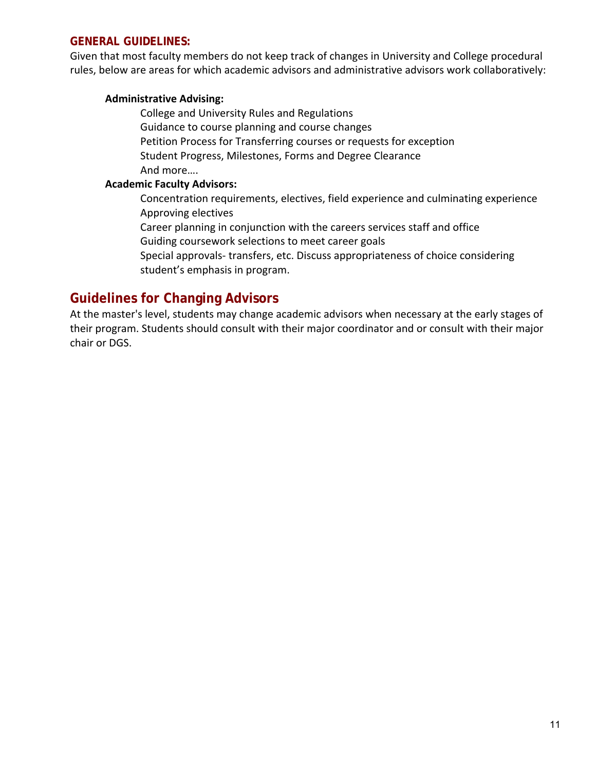## GENERAL GUIDELINES:

Given that most faculty members do not keep track of changes in University and College procedural rules, below are areas for which academic advisors and administrative advisors work collaboratively:

**Administrative Advising:**

- College and University Rules and Regulations
- Guidance to course planning and course changes
- Petition Process for Transferring courses or requests for exception
- Student Progress, Milestones, Forms and Degree Clearance
- And more….

**Academic Faculty Advisors:**

- Concentration requirements, electives, field experience and culminating experience
- Approving electives
- Career planning in conjunction with the careers services staff and office
- Guiding coursework selections to meet career goals
- Special approvals- transfers, etc. Discuss appropriateness of choice considering student's emphasis in program.

## Guidelines for Changing Advisors

At the master's level, students may change academic advisors when necessary at the early stages of their program. Students should consult with their major coordinator and or consult with their major chair or DGS.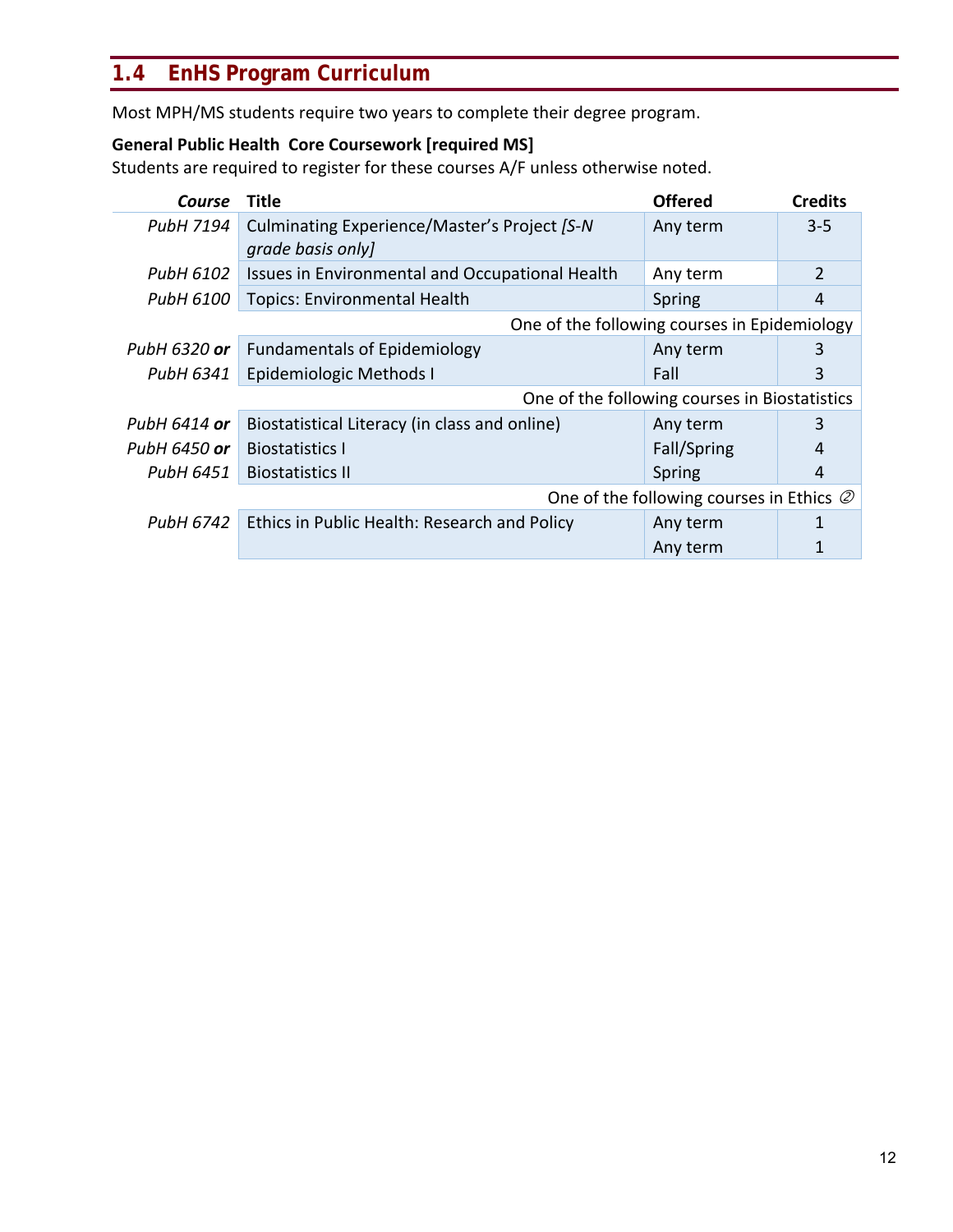## 1.4 EnHS Program Curriculum

Most MPH/MS students require two years to complete their degree program.

**General Public Health Core Coursework [required MS]**
Students are required to register for these courses A/F unless otherwise noted.

| *Course* | Title | Offered | Credits |
|---|---|---|---|
| *PubH 7194* | Culminating Experience/Master's Project *[S-N grade basis only]* | Any term | 3-5 |
| *PubH 6102* | Issues in Environmental and Occupational Health | Any term | 2 |
| *PubH 6100* | Topics: Environmental Health | Spring | 4 |
| | One of the following courses in Epidemiology | | |
| *PubH 6320* ***or*** | Fundamentals of Epidemiology | Any term | 3 |
| *PubH 6341* | Epidemiologic Methods I | Fall | 3 |
| | One of the following courses in Biostatistics | | |
| *PubH 6414* ***or*** | Biostatistical Literacy (in class and online) | Any term | 3 |
| *PubH 6450* ***or*** | Biostatistics I | Fall/Spring | 4 |
| *PubH 6451* | Biostatistics II | Spring | 4 |
| | One of the following courses in Ethics ⊘ | | |
| *PubH 6742* | Ethics in Public Health: Research and Policy | Any term | 1 |
| | | Any term | 1 |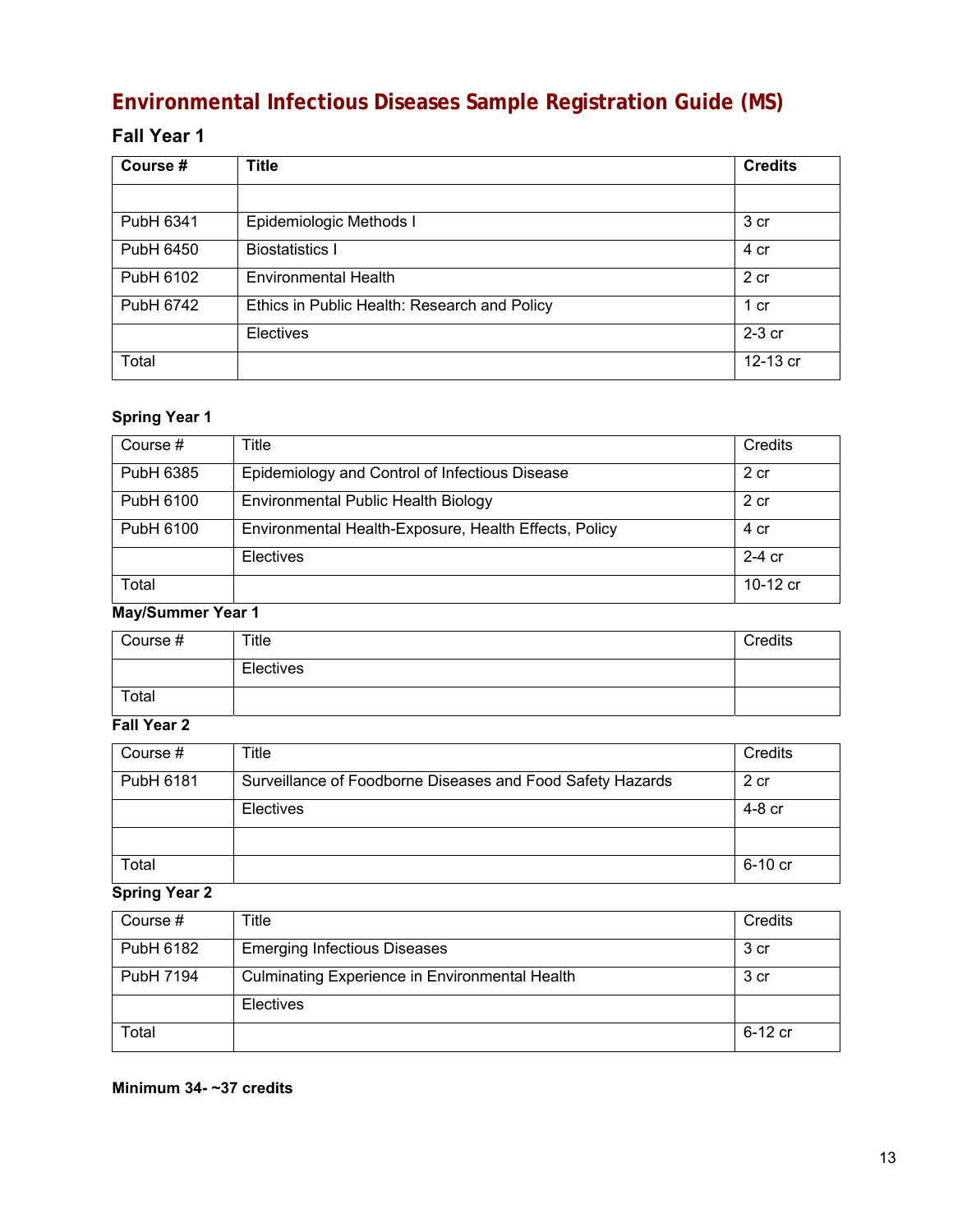## Environmental Infectious Diseases Sample Registration Guide (MS)

### Fall Year 1

| Course # | Title | Credits |
|---|---|---|
| | | |
| PubH 6341 | Epidemiologic Methods I | 3 cr |
| PubH 6450 | Biostatistics I | 4 cr |
| PubH 6102 | Environmental Health | 2 cr |
| PubH 6742 | Ethics in Public Health: Research and Policy | 1 cr |
| | Electives | 2-3 cr |
| Total | | 12-13 cr |

**Spring Year 1**

| Course # | Title | Credits |
|---|---|---|
| PubH 6385 | Epidemiology and Control of Infectious Disease | 2 cr |
| PubH 6100 | Environmental Public Health Biology | 2 cr |
| PubH 6100 | Environmental Health-Exposure, Health Effects, Policy | 4 cr |
| | Electives | 2-4 cr |
| Total | | 10-12 cr |

**May/Summer Year 1**

| Course # | Title | Credits |
|---|---|---|
| | Electives | |
| Total | | |

**Fall Year 2**

| Course # | Title | Credits |
|---|---|---|
| PubH 6181 | Surveillance of Foodborne Diseases and Food Safety Hazards | 2 cr |
| | Electives | 4-8 cr |
| | | |
| Total | | 6-10 cr |

**Spring Year 2**

| Course # | Title | Credits |
|---|---|---|
| PubH 6182 | Emerging Infectious Diseases | 3 cr |
| PubH 7194 | Culminating Experience in Environmental Health | 3 cr |
| | Electives | |
| Total | | 6-12 cr |

**Minimum 34- ~37 credits**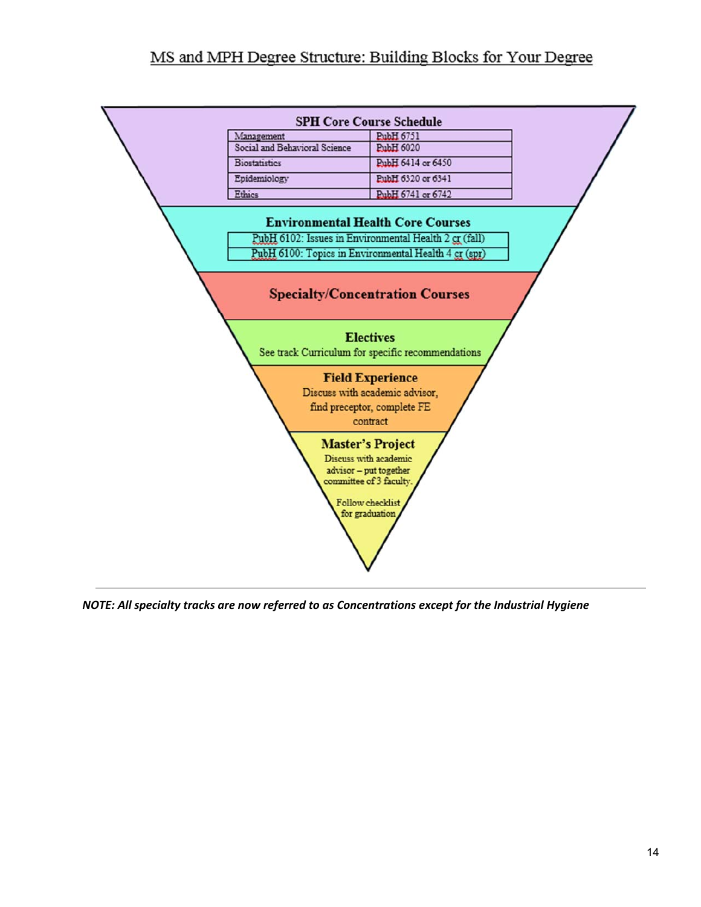## MS and MPH Degree Structure: Building Blocks for Your Degree

### SPH Core Course Schedule

| | |
|---|---|
| Management | PubH 6751 |
| Social and Behavioral Science | PubH 6020 |
| Biostatistics | PubH 6414 or 6450 |
| Epidemiology | PubH 6320 or 6341 |
| Ethics | PubH 6741 or 6742 |

### Environmental Health Core Courses

| |
|---|
| PubH 6102: Issues in Environmental Health 2 cr (fall) |
| PubH 6100: Topics in Environmental Health 4 cr (spr) |

### Specialty/Concentration Courses

### Electives

See track Curriculum for specific recommendations

### Field Experience

Discuss with academic advisor, find preceptor, complete FE contract

### Master's Project

Discuss with academic advisor – put together committee of 3 faculty.

Follow checklist for graduation

---

***NOTE: All specialty tracks are now referred to as Concentrations except for the Industrial Hygiene***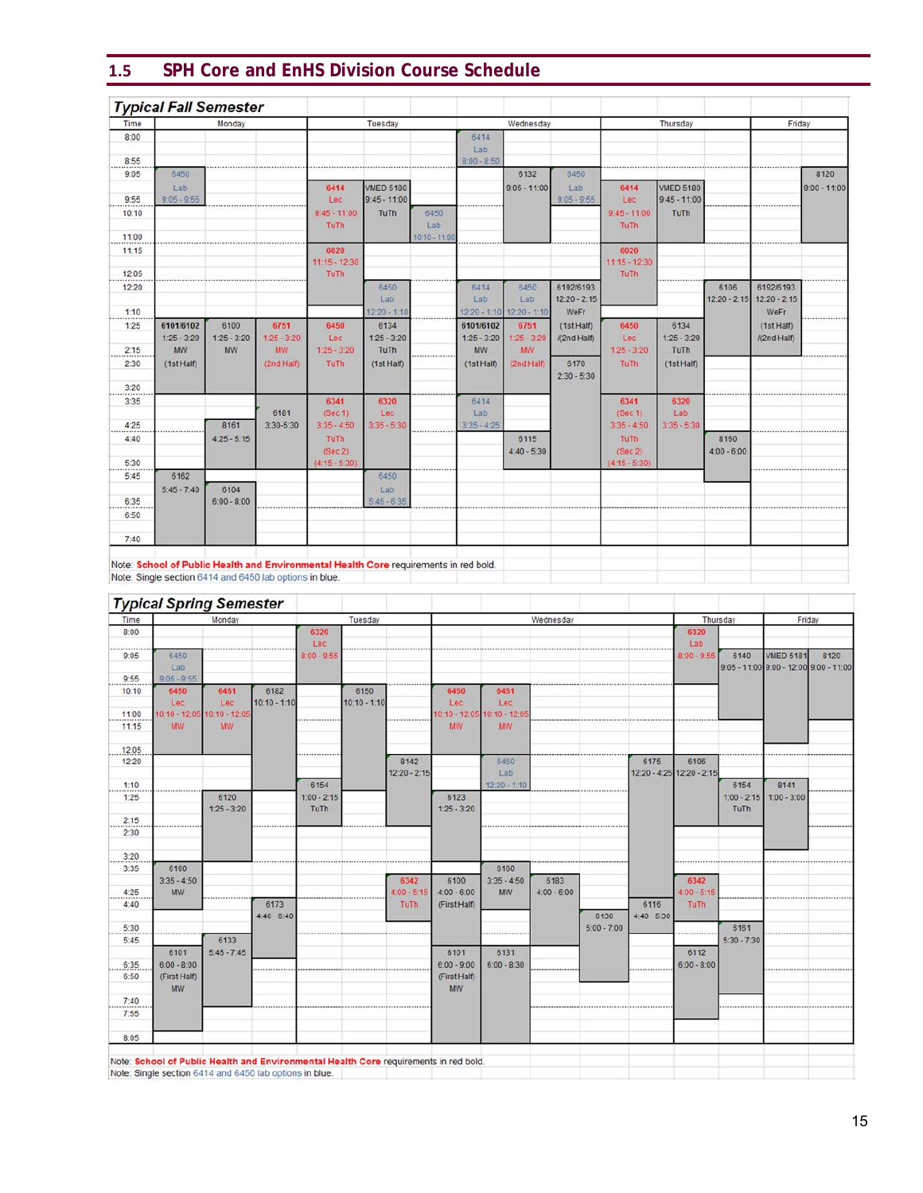## 1.5 SPH Core and EnHS Division Course Schedule

### Typical Fall Semester

| Day | Course | Time | Notes |
|---|---|---|---|
| Monday | 6450 Lab | 9:05 - 9:55 | |
| Monday | 6101/6102 | 1:25 - 3:20 | MW (1st Half) |
| Monday | 6100 | 1:25 - 3:20 | MW |
| Monday | **6751** | 1:25 - 3:20 | MW (2nd Half) |
| Monday | 6181 | 3:30-5:30 | |
| Monday | 8161 | 4:25 - 5:15 | |
| Monday | 6162 | 5:45 - 7:40 | |
| Monday | 6104 | 6:00 - 8:00 | |
| Tuesday | **6414** Lec | 9:45 - 11:00 | TuTh |
| Tuesday | VMED 5180 | 9:45 - 11:00 | TuTh |
| Tuesday | 6450 Lab | 10:10 - 11:00 | |
| Tuesday | **6020** | 11:15 - 12:30 | TuTh |
| Tuesday | 6450 Lab | 12:20 - 1:10 | |
| Tuesday | **6450** Lec | 1:25 - 3:20 | TuTh |
| Tuesday | 6134 | 1:25 - 3:20 | TuTh (1st Half) |
| Tuesday | **6341** (Sec 1) | 3:35 - 4:50 | TuTh |
| Tuesday | **6341** (Sec 2) | 4:15 - 5:30 | |
| Tuesday | **6320** Lec | 3:35 - 5:30 | |
| Tuesday | 6450 Lab | 5:45 - 6:35 | |
| Wednesday | 6414 Lab | 8:00 - 8:50 | |
| Wednesday | 6132 | 9:05 - 11:00 | |
| Wednesday | 6450 Lab | 9:05 - 9:55 | |
| Wednesday | 6414 Lab | 12:20 - 1:10 | |
| Wednesday | 6450 Lab | 12:20 - 1:10 | |
| Wednesday | 6192/6193 | 12:20 - 2:15 | WeFr (1st Half) /(2nd Half) |
| Wednesday | 6101/6102 | 1:25 - 3:20 | MW (1st Half) |
| Wednesday | **6751** | 1:25 - 3:20 | MW (2nd Half) |
| Wednesday | 6170 | 2:30 - 5:30 | |
| Wednesday | 6414 Lab | 3:35 - 4:25 | |
| Wednesday | 6115 | 4:40 - 5:30 | |
| Thursday | **6414** Lec | 9:45 - 11:00 | TuTh |
| Thursday | VMED 5180 | 9:45 - 11:00 | TuTh |
| Thursday | **6020** | 11:15 - 12:30 | TuTh |
| Thursday | 6106 | 12:20 - 2:15 | |
| Thursday | **6450** Lec | 1:25 - 3:20 | TuTh |
| Thursday | 6134 | 1:25 - 3:20 | TuTh (1st Half) |
| Thursday | **6341** (Sec 1) | 3:35 - 4:50 | TuTh |
| Thursday | **6341** (Sec 2) | 4:15 - 5:30 | |
| Thursday | **6320** Lab | 3:35 - 5:30 | |
| Thursday | 8160 | 4:00 - 6:00 | |
| Friday | 8120 | 9:00 - 11:00 | |
| Friday | 6192/6193 | 12:20 - 2:15 | WeFr (1st Half) /(2nd Half) |

Note: **School of Public Health and Environmental Health Core** requirements in red bold.
Note: Single section 6414 and 6450 lab options in blue.

### Typical Spring Semester

| Day | Course | Time | Notes |
|---|---|---|---|
| Monday | 6450 Lab | 9:05 - 9:55 | |
| Monday | **6450** Lec | 10:10 - 12:05 | MW |
| Monday | **6451** Lec | 10:10 - 12:05 | MW |
| Monday | 6182 | 10:10 - 1:10 | |
| Monday | 6120 | 1:25 - 3:20 | |
| Monday | 6160 | 3:35 - 4:50 | MW |
| Monday | 6173 | 4:40 - 6:40 | |
| Monday | 6133 | 5:45 - 7:45 | |
| Monday | 6101 | 6:00 - 8:00 | (First Half) MW |
| Tuesday | **6320** Lec | 8:00 - 9:55 | |
| Tuesday | 6150 | 10:10 - 1:10 | |
| Tuesday | 8142 | 12:20 - 2:15 | |
| Tuesday | 6154 | 1:00 - 2:15 | TuTh |
| Tuesday | **6342** | 4:00 - 5:15 | TuTh |
| Wednesday | **6450** Lec | 10:10 - 12:05 | MW |
| Wednesday | **6451** Lec | 10:10 - 12:05 | MW |
| Wednesday | 6450 Lab | 12:20 - 1:10 | |
| Wednesday | 6175 | 12:20 - 4:25 | |
| Wednesday | 6123 | 1:25 - 3:20 | |
| Wednesday | 6160 | 3:35 - 4:50 | MW |
| Wednesday | 6100 | 4:00 - 6:00 | (First Half) |
| Wednesday | 6183 | 4:00 - 6:00 | |
| Wednesday | 6116 | 4:40 - 5:30 | |
| Wednesday | 6130 | 5:00 - 7:00 | |
| Wednesday | 6101 | 6:00 - 9:00 | (First Half) MW |
| Wednesday | 6131 | 6:00 - 8:30 | |
| Thursday | **6320** Lab | 8:00 - 9:55 | |
| Thursday | 6140 | 9:05 - 11:00 | |
| Thursday | 6106 | 12:20 - 2:15 | |
| Thursday | 6154 | 1:00 - 2:15 | TuTh |
| Thursday | **6342** | 4:00 - 5:15 | TuTh |
| Thursday | 6161 | 5:30 - 7:30 | |
| Thursday | 6112 | 6:00 - 8:00 | |
| Friday | VMED 5181 | 9:00 - 12:00 | |
| Friday | 8120 | 9:00 - 11:00 | |
| Friday | 8141 | 1:00 - 3:00 | |

Note: **School of Public Health and Environmental Health Core** requirements in red bold.
Note: Single section 6414 and 6450 lab options in blue.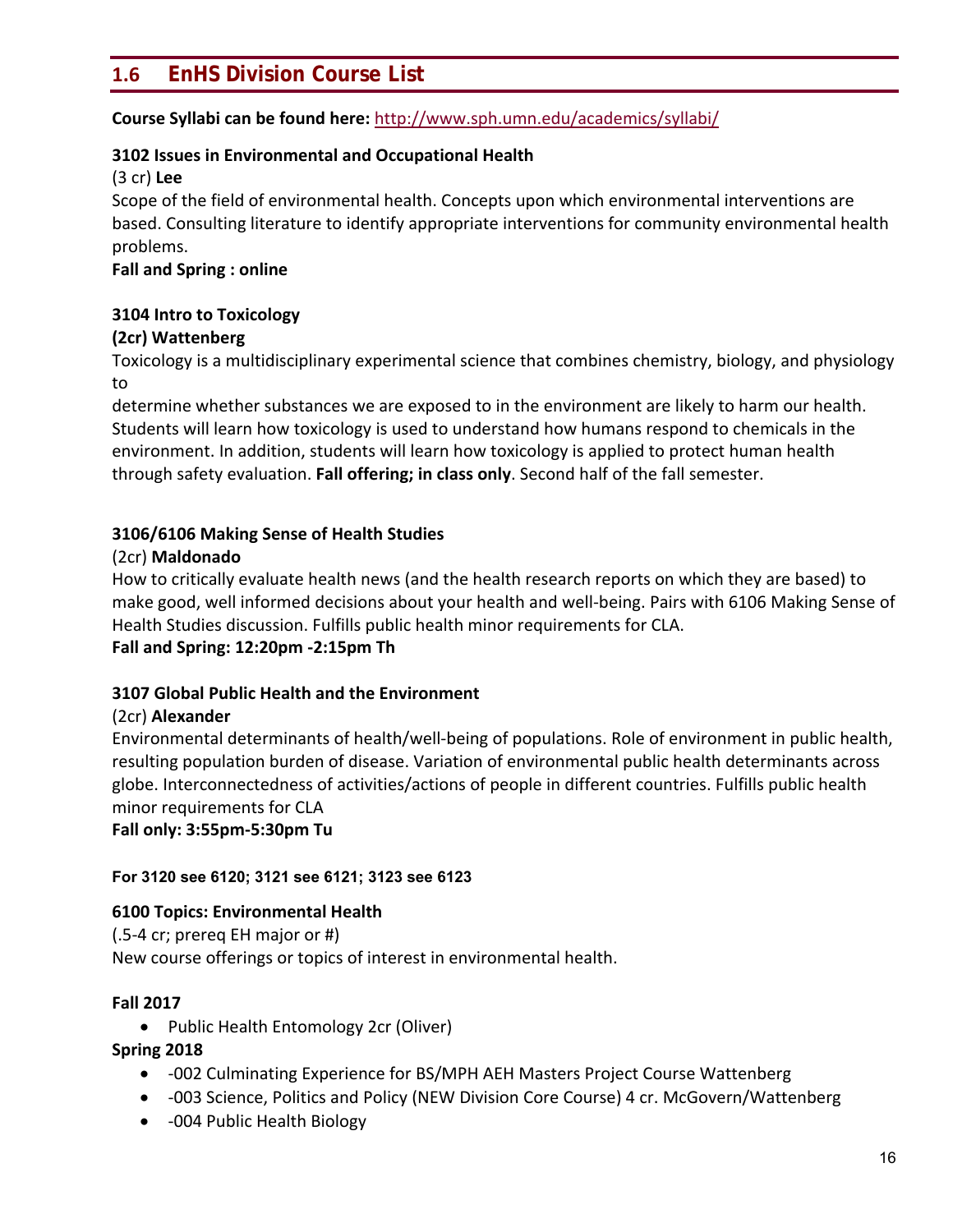## 1.6 EnHS Division Course List

**Course Syllabi can be found here:** http://www.sph.umn.edu/academics/syllabi/

**3102 Issues in Environmental and Occupational Health**

(3 cr) **Lee**

Scope of the field of environmental health. Concepts upon which environmental interventions are based. Consulting literature to identify appropriate interventions for community environmental health problems.

**Fall and Spring : online**

**3104 Intro to Toxicology**

**(2cr) Wattenberg**

Toxicology is a multidisciplinary experimental science that combines chemistry, biology, and physiology to determine whether substances we are exposed to in the environment are likely to harm our health. Students will learn how toxicology is used to understand how humans respond to chemicals in the environment. In addition, students will learn how toxicology is applied to protect human health through safety evaluation. **Fall offering; in class only**. Second half of the fall semester.

**3106/6106 Making Sense of Health Studies**

(2cr) **Maldonado**

How to critically evaluate health news (and the health research reports on which they are based) to make good, well informed decisions about your health and well-being. Pairs with 6106 Making Sense of Health Studies discussion. Fulfills public health minor requirements for CLA.

**Fall and Spring: 12:20pm -2:15pm Th**

**3107 Global Public Health and the Environment**

(2cr) **Alexander**

Environmental determinants of health/well-being of populations. Role of environment in public health, resulting population burden of disease. Variation of environmental public health determinants across globe. Interconnectedness of activities/actions of people in different countries. Fulfills public health minor requirements for CLA

**Fall only: 3:55pm-5:30pm Tu**

**For 3120 see 6120; 3121 see 6121; 3123 see 6123**

**6100 Topics: Environmental Health**

(.5-4 cr; prereq EH major or #)

New course offerings or topics of interest in environmental health.

**Fall 2017**

- Public Health Entomology 2cr (Oliver)

**Spring 2018**

- -002 Culminating Experience for BS/MPH AEH Masters Project Course Wattenberg
- -003 Science, Politics and Policy (NEW Division Core Course) 4 cr. McGovern/Wattenberg
- -004 Public Health Biology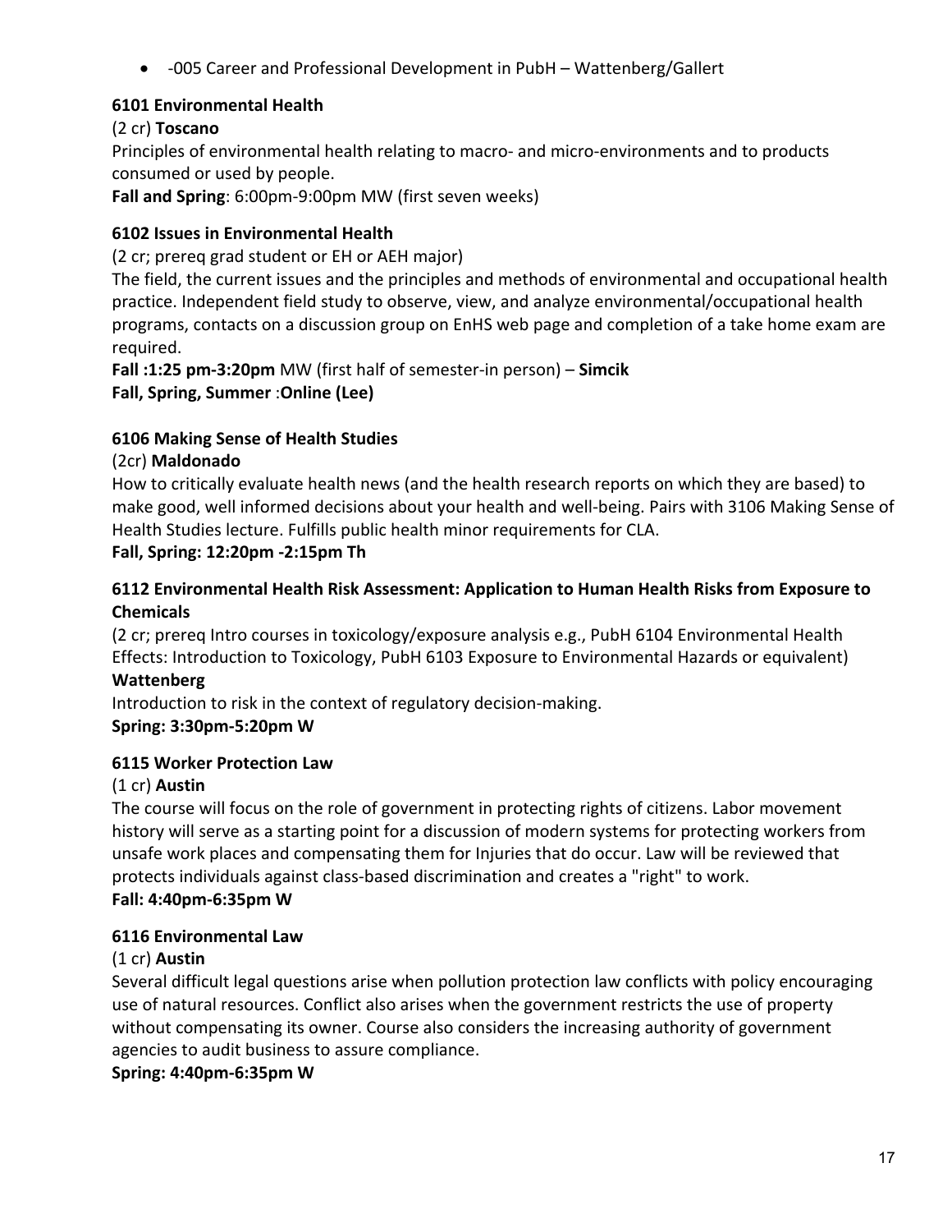- -005 Career and Professional Development in PubH – Wattenberg/Gallert

**6101 Environmental Health**

(2 cr) **Toscano**

Principles of environmental health relating to macro- and micro-environments and to products consumed or used by people.

**Fall and Spring**: 6:00pm-9:00pm MW (first seven weeks)

**6102 Issues in Environmental Health**

(2 cr; prereq grad student or EH or AEH major)

The field, the current issues and the principles and methods of environmental and occupational health practice. Independent field study to observe, view, and analyze environmental/occupational health programs, contacts on a discussion group on EnHS web page and completion of a take home exam are required.

**Fall :1:25 pm-3:20pm** MW (first half of semester-in person) – **Simcik**

**Fall, Spring, Summer** :**Online (Lee)**

**6106 Making Sense of Health Studies**

(2cr) **Maldonado**

How to critically evaluate health news (and the health research reports on which they are based) to make good, well informed decisions about your health and well-being. Pairs with 3106 Making Sense of Health Studies lecture. Fulfills public health minor requirements for CLA.

**Fall, Spring: 12:20pm -2:15pm Th**

**6112 Environmental Health Risk Assessment: Application to Human Health Risks from Exposure to Chemicals**

(2 cr; prereq Intro courses in toxicology/exposure analysis e.g., PubH 6104 Environmental Health Effects: Introduction to Toxicology, PubH 6103 Exposure to Environmental Hazards or equivalent)

**Wattenberg**

Introduction to risk in the context of regulatory decision-making.

**Spring: 3:30pm-5:20pm W**

**6115 Worker Protection Law**

(1 cr) **Austin**

The course will focus on the role of government in protecting rights of citizens. Labor movement history will serve as a starting point for a discussion of modern systems for protecting workers from unsafe work places and compensating them for Injuries that do occur. Law will be reviewed that protects individuals against class-based discrimination and creates a "right" to work.

**Fall: 4:40pm-6:35pm W**

**6116 Environmental Law**

(1 cr) **Austin**

Several difficult legal questions arise when pollution protection law conflicts with policy encouraging use of natural resources. Conflict also arises when the government restricts the use of property without compensating its owner. Course also considers the increasing authority of government agencies to audit business to assure compliance.

**Spring: 4:40pm-6:35pm W**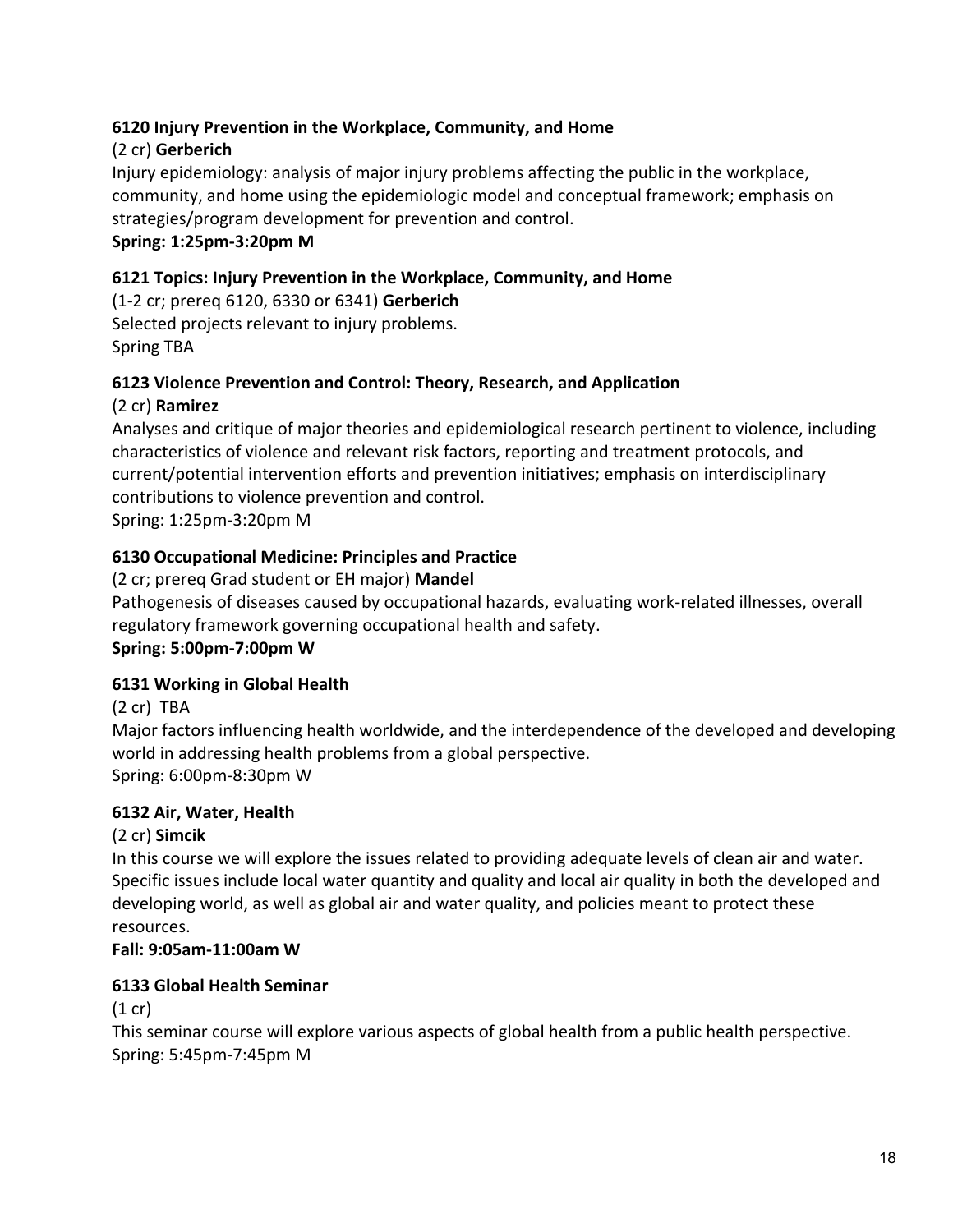**6120 Injury Prevention in the Workplace, Community, and Home**

(2 cr) **Gerberich**

Injury epidemiology: analysis of major injury problems affecting the public in the workplace, community, and home using the epidemiologic model and conceptual framework; emphasis on strategies/program development for prevention and control.

**Spring: 1:25pm-3:20pm M**

**6121 Topics: Injury Prevention in the Workplace, Community, and Home**

(1-2 cr; prereq 6120, 6330 or 6341) **Gerberich**

Selected projects relevant to injury problems.

Spring TBA

**6123 Violence Prevention and Control: Theory, Research, and Application**

(2 cr) **Ramirez**

Analyses and critique of major theories and epidemiological research pertinent to violence, including characteristics of violence and relevant risk factors, reporting and treatment protocols, and current/potential intervention efforts and prevention initiatives; emphasis on interdisciplinary contributions to violence prevention and control.

Spring: 1:25pm-3:20pm M

**6130 Occupational Medicine: Principles and Practice**

(2 cr; prereq Grad student or EH major) **Mandel**

Pathogenesis of diseases caused by occupational hazards, evaluating work-related illnesses, overall regulatory framework governing occupational health and safety.

**Spring: 5:00pm-7:00pm W**

**6131 Working in Global Health**

(2 cr) TBA

Major factors influencing health worldwide, and the interdependence of the developed and developing world in addressing health problems from a global perspective.

Spring: 6:00pm-8:30pm W

**6132 Air, Water, Health**

(2 cr) **Simcik**

In this course we will explore the issues related to providing adequate levels of clean air and water. Specific issues include local water quantity and quality and local air quality in both the developed and developing world, as well as global air and water quality, and policies meant to protect these resources.

**Fall: 9:05am-11:00am W**

**6133 Global Health Seminar**

(1 cr)

This seminar course will explore various aspects of global health from a public health perspective.

Spring: 5:45pm-7:45pm M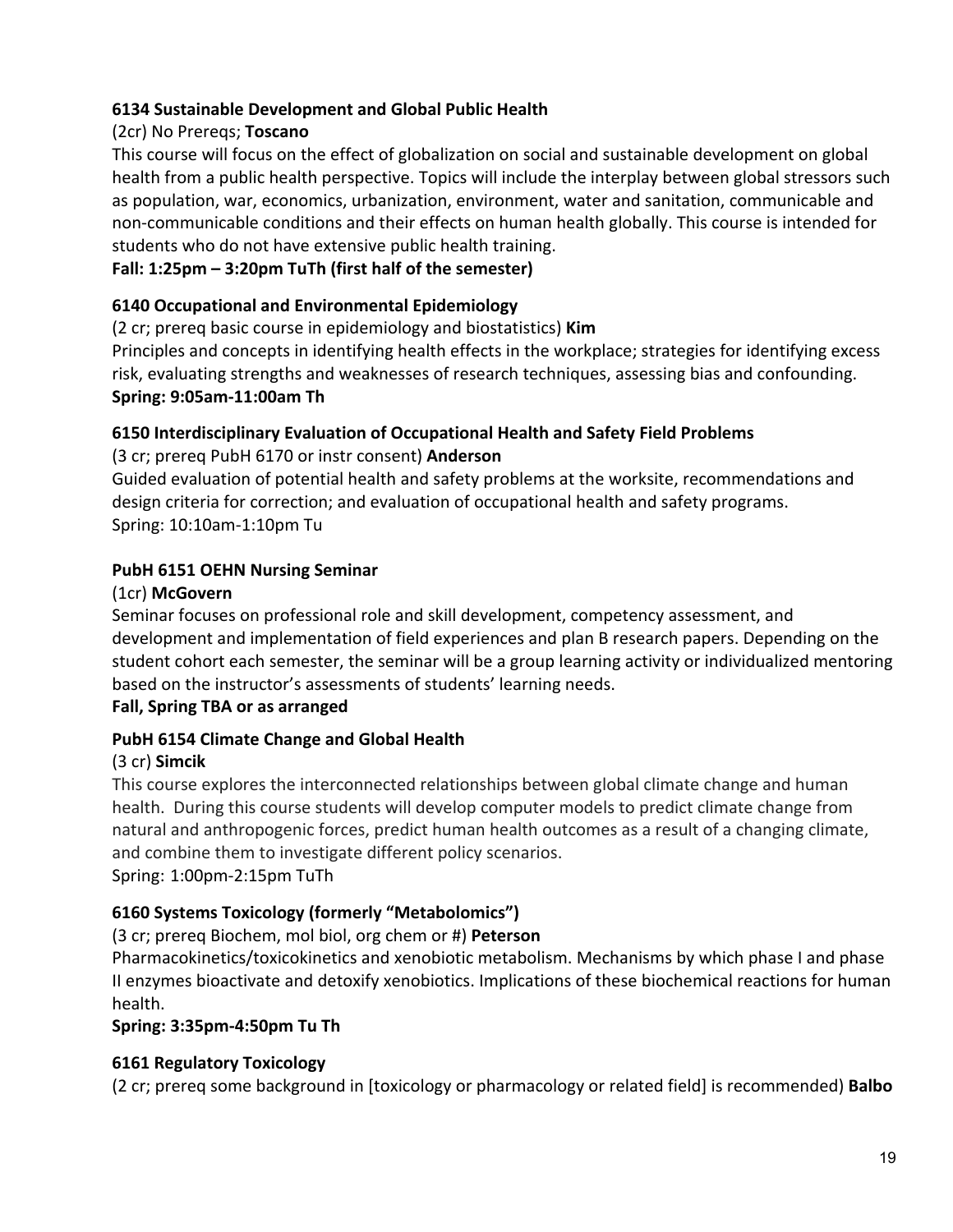**6134 Sustainable Development and Global Public Health**

(2cr) No Prereqs; **Toscano**

This course will focus on the effect of globalization on social and sustainable development on global health from a public health perspective. Topics will include the interplay between global stressors such as population, war, economics, urbanization, environment, water and sanitation, communicable and non-communicable conditions and their effects on human health globally. This course is intended for students who do not have extensive public health training.

**Fall: 1:25pm – 3:20pm TuTh (first half of the semester)**

**6140 Occupational and Environmental Epidemiology**

(2 cr; prereq basic course in epidemiology and biostatistics) **Kim**

Principles and concepts in identifying health effects in the workplace; strategies for identifying excess risk, evaluating strengths and weaknesses of research techniques, assessing bias and confounding.

**Spring: 9:05am-11:00am Th**

**6150 Interdisciplinary Evaluation of Occupational Health and Safety Field Problems**

(3 cr; prereq PubH 6170 or instr consent) **Anderson**

Guided evaluation of potential health and safety problems at the worksite, recommendations and design criteria for correction; and evaluation of occupational health and safety programs.

Spring: 10:10am-1:10pm Tu

**PubH 6151 OEHN Nursing Seminar**

(1cr) **McGovern**

Seminar focuses on professional role and skill development, competency assessment, and development and implementation of field experiences and plan B research papers. Depending on the student cohort each semester, the seminar will be a group learning activity or individualized mentoring based on the instructor's assessments of students' learning needs.

**Fall, Spring TBA or as arranged**

**PubH 6154 Climate Change and Global Health**

(3 cr) **Simcik**

This course explores the interconnected relationships between global climate change and human health. During this course students will develop computer models to predict climate change from natural and anthropogenic forces, predict human health outcomes as a result of a changing climate, and combine them to investigate different policy scenarios.

Spring: 1:00pm-2:15pm TuTh

**6160 Systems Toxicology (formerly "Metabolomics")**

(3 cr; prereq Biochem, mol biol, org chem or #) **Peterson**

Pharmacokinetics/toxicokinetics and xenobiotic metabolism. Mechanisms by which phase I and phase II enzymes bioactivate and detoxify xenobiotics. Implications of these biochemical reactions for human health.

**Spring: 3:35pm-4:50pm Tu Th**

**6161 Regulatory Toxicology**

(2 cr; prereq some background in [toxicology or pharmacology or related field] is recommended) **Balbo**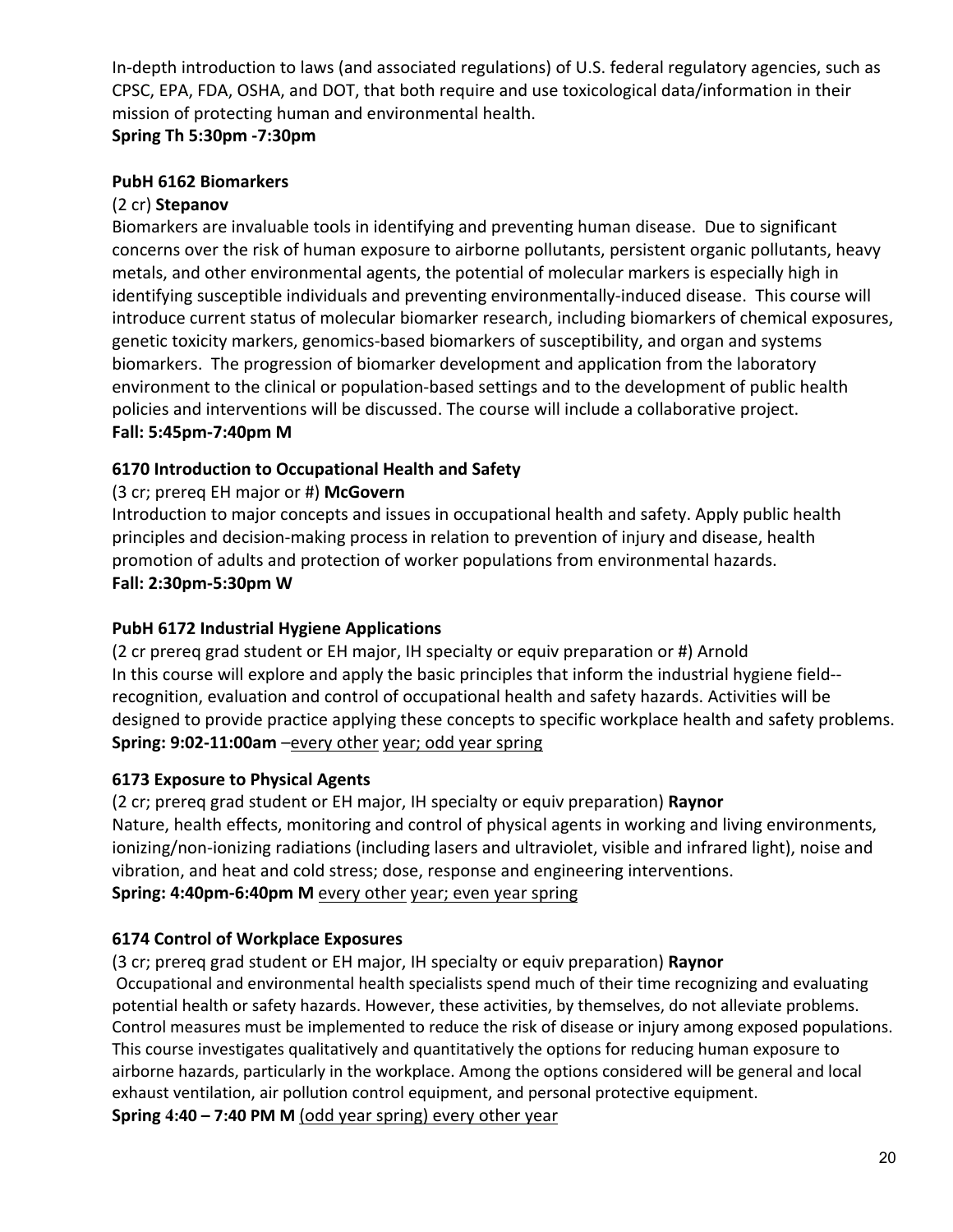In-depth introduction to laws (and associated regulations) of U.S. federal regulatory agencies, such as CPSC, EPA, FDA, OSHA, and DOT, that both require and use toxicological data/information in their mission of protecting human and environmental health.
**Spring Th 5:30pm -7:30pm**

**PubH 6162 Biomarkers**

(2 cr) **Stepanov**

Biomarkers are invaluable tools in identifying and preventing human disease. Due to significant concerns over the risk of human exposure to airborne pollutants, persistent organic pollutants, heavy metals, and other environmental agents, the potential of molecular markers is especially high in identifying susceptible individuals and preventing environmentally-induced disease. This course will introduce current status of molecular biomarker research, including biomarkers of chemical exposures, genetic toxicity markers, genomics-based biomarkers of susceptibility, and organ and systems biomarkers. The progression of biomarker development and application from the laboratory environment to the clinical or population-based settings and to the development of public health policies and interventions will be discussed. The course will include a collaborative project.
**Fall: 5:45pm-7:40pm M**

**6170 Introduction to Occupational Health and Safety**

(3 cr; prereq EH major or #) **McGovern**

Introduction to major concepts and issues in occupational health and safety. Apply public health principles and decision-making process in relation to prevention of injury and disease, health promotion of adults and protection of worker populations from environmental hazards.
**Fall: 2:30pm-5:30pm W**

**PubH 6172 Industrial Hygiene Applications**

(2 cr prereq grad student or EH major, IH specialty or equiv preparation or #) Arnold

In this course will explore and apply the basic principles that inform the industrial hygiene field--recognition, evaluation and control of occupational health and safety hazards. Activities will be designed to provide practice applying these concepts to specific workplace health and safety problems.
**Spring: 9:02-11:00am** –<u>every other</u> <u>year; odd year spring</u>

**6173 Exposure to Physical Agents**

(2 cr; prereq grad student or EH major, IH specialty or equiv preparation) **Raynor**

Nature, health effects, monitoring and control of physical agents in working and living environments, ionizing/non-ionizing radiations (including lasers and ultraviolet, visible and infrared light), noise and vibration, and heat and cold stress; dose, response and engineering interventions.
**Spring: 4:40pm-6:40pm M** <u>every other</u> <u>year; even year spring</u>

**6174 Control of Workplace Exposures**

(3 cr; prereq grad student or EH major, IH specialty or equiv preparation) **Raynor**

Occupational and environmental health specialists spend much of their time recognizing and evaluating potential health or safety hazards. However, these activities, by themselves, do not alleviate problems. Control measures must be implemented to reduce the risk of disease or injury among exposed populations. This course investigates qualitatively and quantitatively the options for reducing human exposure to airborne hazards, particularly in the workplace. Among the options considered will be general and local exhaust ventilation, air pollution control equipment, and personal protective equipment.
**Spring 4:40 – 7:40 PM M** <u>(odd year spring) every other year</u>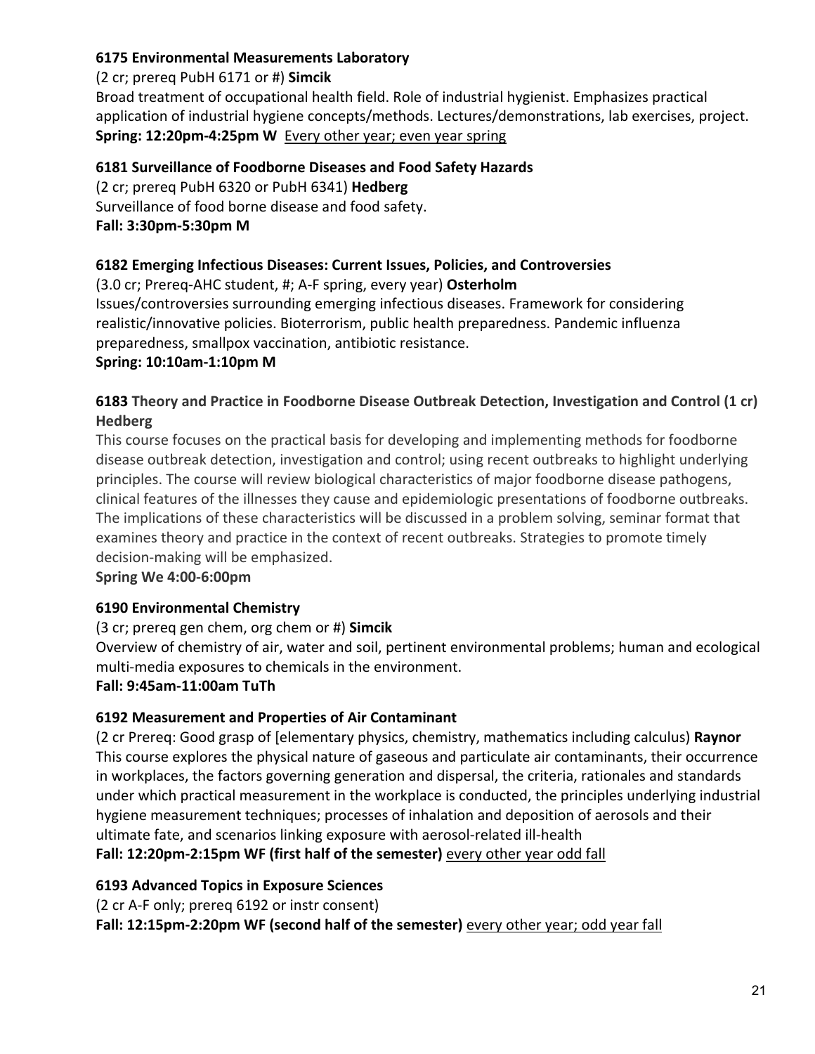**6175 Environmental Measurements Laboratory**

(2 cr; prereq PubH 6171 or #) **Simcik**

Broad treatment of occupational health field. Role of industrial hygienist. Emphasizes practical application of industrial hygiene concepts/methods. Lectures/demonstrations, lab exercises, project.

**Spring: 12:20pm-4:25pm W** <u>Every other year; even year spring</u>

**6181 Surveillance of Foodborne Diseases and Food Safety Hazards**

(2 cr; prereq PubH 6320 or PubH 6341) **Hedberg**

Surveillance of food borne disease and food safety.

**Fall: 3:30pm-5:30pm M**

**6182 Emerging Infectious Diseases: Current Issues, Policies, and Controversies**

(3.0 cr; Prereq-AHC student, #; A-F spring, every year) **Osterholm**

Issues/controversies surrounding emerging infectious diseases. Framework for considering realistic/innovative policies. Bioterrorism, public health preparedness. Pandemic influenza preparedness, smallpox vaccination, antibiotic resistance.

**Spring: 10:10am-1:10pm M**

**6183 Theory and Practice in Foodborne Disease Outbreak Detection, Investigation and Control (1 cr) Hedberg**

This course focuses on the practical basis for developing and implementing methods for foodborne disease outbreak detection, investigation and control; using recent outbreaks to highlight underlying principles. The course will review biological characteristics of major foodborne disease pathogens, clinical features of the illnesses they cause and epidemiologic presentations of foodborne outbreaks. The implications of these characteristics will be discussed in a problem solving, seminar format that examines theory and practice in the context of recent outbreaks. Strategies to promote timely decision-making will be emphasized.

**Spring We 4:00-6:00pm**

**6190 Environmental Chemistry**

(3 cr; prereq gen chem, org chem or #) **Simcik**

Overview of chemistry of air, water and soil, pertinent environmental problems; human and ecological multi-media exposures to chemicals in the environment.

**Fall: 9:45am-11:00am TuTh**

**6192 Measurement and Properties of Air Contaminant**

(2 cr Prereq: Good grasp of [elementary physics, chemistry, mathematics including calculus) **Raynor**

This course explores the physical nature of gaseous and particulate air contaminants, their occurrence in workplaces, the factors governing generation and dispersal, the criteria, rationales and standards under which practical measurement in the workplace is conducted, the principles underlying industrial hygiene measurement techniques; processes of inhalation and deposition of aerosols and their ultimate fate, and scenarios linking exposure with aerosol-related ill-health

**Fall: 12:20pm-2:15pm WF (first half of the semester)** <u>every other year odd fall</u>

**6193 Advanced Topics in Exposure Sciences**

(2 cr A-F only; prereq 6192 or instr consent)

**Fall: 12:15pm-2:20pm WF (second half of the semester)** <u>every other year; odd year fall</u>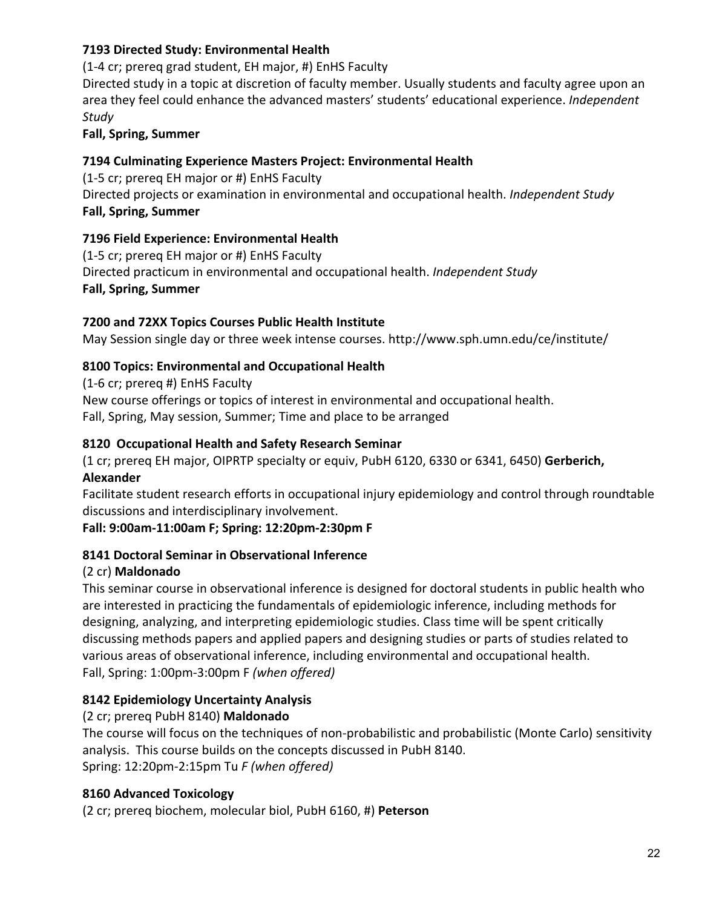**7193 Directed Study: Environmental Health**
(1-4 cr; prereq grad student, EH major, #) EnHS Faculty
Directed study in a topic at discretion of faculty member. Usually students and faculty agree upon an area they feel could enhance the advanced masters' students' educational experience. *Independent Study*
**Fall, Spring, Summer**

**7194 Culminating Experience Masters Project: Environmental Health**
(1-5 cr; prereq EH major or #) EnHS Faculty
Directed projects or examination in environmental and occupational health. *Independent Study*
**Fall, Spring, Summer**

**7196 Field Experience: Environmental Health**
(1-5 cr; prereq EH major or #) EnHS Faculty
Directed practicum in environmental and occupational health. *Independent Study*
**Fall, Spring, Summer**

**7200 and 72XX Topics Courses Public Health Institute**
May Session single day or three week intense courses. http://www.sph.umn.edu/ce/institute/

**8100 Topics: Environmental and Occupational Health**
(1-6 cr; prereq #) EnHS Faculty
New course offerings or topics of interest in environmental and occupational health.
Fall, Spring, May session, Summer; Time and place to be arranged

**8120 Occupational Health and Safety Research Seminar**
(1 cr; prereq EH major, OIPRTP specialty or equiv, PubH 6120, 6330 or 6341, 6450) **Gerberich, Alexander**
Facilitate student research efforts in occupational injury epidemiology and control through roundtable discussions and interdisciplinary involvement.
**Fall: 9:00am-11:00am F; Spring: 12:20pm-2:30pm F**

**8141 Doctoral Seminar in Observational Inference**
(2 cr) **Maldonado**
This seminar course in observational inference is designed for doctoral students in public health who are interested in practicing the fundamentals of epidemiologic inference, including methods for designing, analyzing, and interpreting epidemiologic studies. Class time will be spent critically discussing methods papers and applied papers and designing studies or parts of studies related to various areas of observational inference, including environmental and occupational health.
Fall, Spring: 1:00pm-3:00pm F *(when offered)*

**8142 Epidemiology Uncertainty Analysis**
(2 cr; prereq PubH 8140) **Maldonado**
The course will focus on the techniques of non-probabilistic and probabilistic (Monte Carlo) sensitivity analysis. This course builds on the concepts discussed in PubH 8140.
Spring: 12:20pm-2:15pm Tu *F (when offered)*

**8160 Advanced Toxicology**
(2 cr; prereq biochem, molecular biol, PubH 6160, #) **Peterson**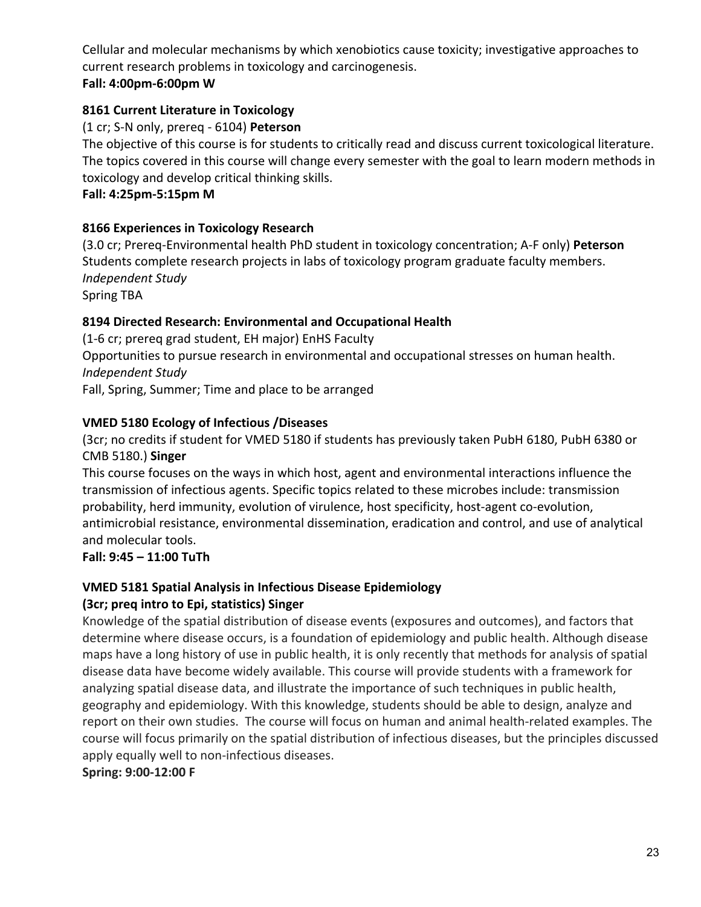Cellular and molecular mechanisms by which xenobiotics cause toxicity; investigative approaches to current research problems in toxicology and carcinogenesis.
**Fall: 4:00pm-6:00pm W**

**8161 Current Literature in Toxicology**
(1 cr; S-N only, prereq - 6104) **Peterson**
The objective of this course is for students to critically read and discuss current toxicological literature. The topics covered in this course will change every semester with the goal to learn modern methods in toxicology and develop critical thinking skills.
**Fall: 4:25pm-5:15pm M**

**8166 Experiences in Toxicology Research**
(3.0 cr; Prereq-Environmental health PhD student in toxicology concentration; A-F only) **Peterson**
Students complete research projects in labs of toxicology program graduate faculty members.
*Independent Study*
Spring TBA

**8194 Directed Research: Environmental and Occupational Health**
(1-6 cr; prereq grad student, EH major) EnHS Faculty
Opportunities to pursue research in environmental and occupational stresses on human health.
*Independent Study*
Fall, Spring, Summer; Time and place to be arranged

**VMED 5180 Ecology of Infectious /Diseases**
(3cr; no credits if student for VMED 5180 if students has previously taken PubH 6180, PubH 6380 or CMB 5180.) **Singer**
This course focuses on the ways in which host, agent and environmental interactions influence the transmission of infectious agents. Specific topics related to these microbes include: transmission probability, herd immunity, evolution of virulence, host specificity, host-agent co-evolution, antimicrobial resistance, environmental dissemination, eradication and control, and use of analytical and molecular tools.
**Fall: 9:45 – 11:00 TuTh**

**VMED 5181 Spatial Analysis in Infectious Disease Epidemiology**
**(3cr; preq intro to Epi, statistics) Singer**
Knowledge of the spatial distribution of disease events (exposures and outcomes), and factors that determine where disease occurs, is a foundation of epidemiology and public health. Although disease maps have a long history of use in public health, it is only recently that methods for analysis of spatial disease data have become widely available. This course will provide students with a framework for analyzing spatial disease data, and illustrate the importance of such techniques in public health, geography and epidemiology. With this knowledge, students should be able to design, analyze and report on their own studies. The course will focus on human and animal health-related examples. The course will focus primarily on the spatial distribution of infectious diseases, but the principles discussed apply equally well to non-infectious diseases.
**Spring: 9:00-12:00 F**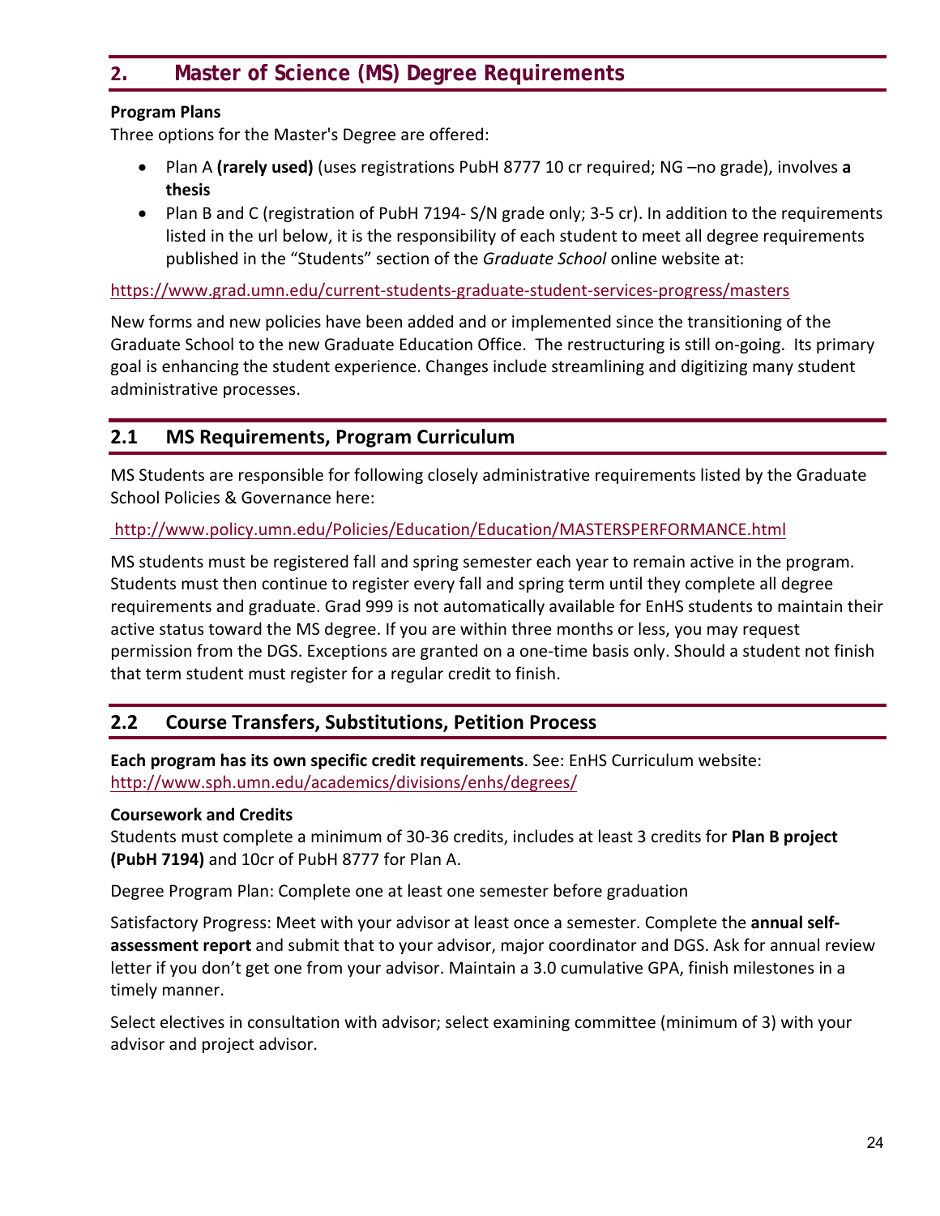## 2. Master of Science (MS) Degree Requirements

**Program Plans**
Three options for the Master's Degree are offered:

- Plan A **(rarely used)** (uses registrations PubH 8777 10 cr required; NG –no grade), involves **a thesis**
- Plan B and C (registration of PubH 7194- S/N grade only; 3-5 cr). In addition to the requirements listed in the url below, it is the responsibility of each student to meet all degree requirements published in the "Students" section of the *Graduate School* online website at:

https://www.grad.umn.edu/current-students-graduate-student-services-progress/masters

New forms and new policies have been added and or implemented since the transitioning of the Graduate School to the new Graduate Education Office. The restructuring is still on-going. Its primary goal is enhancing the student experience. Changes include streamlining and digitizing many student administrative processes.

### 2.1 MS Requirements, Program Curriculum

MS Students are responsible for following closely administrative requirements listed by the Graduate School Policies & Governance here:

http://www.policy.umn.edu/Policies/Education/Education/MASTERSPERFORMANCE.html

MS students must be registered fall and spring semester each year to remain active in the program. Students must then continue to register every fall and spring term until they complete all degree requirements and graduate. Grad 999 is not automatically available for EnHS students to maintain their active status toward the MS degree. If you are within three months or less, you may request permission from the DGS. Exceptions are granted on a one-time basis only. Should a student not finish that term student must register for a regular credit to finish.

### 2.2 Course Transfers, Substitutions, Petition Process

**Each program has its own specific credit requirements**. See: EnHS Curriculum website: http://www.sph.umn.edu/academics/divisions/enhs/degrees/

**Coursework and Credits**
Students must complete a minimum of 30-36 credits, includes at least 3 credits for **Plan B project (PubH 7194)** and 10cr of PubH 8777 for Plan A.

Degree Program Plan: Complete one at least one semester before graduation

Satisfactory Progress: Meet with your advisor at least once a semester. Complete the **annual self-assessment report** and submit that to your advisor, major coordinator and DGS. Ask for annual review letter if you don't get one from your advisor. Maintain a 3.0 cumulative GPA, finish milestones in a timely manner.

Select electives in consultation with advisor; select examining committee (minimum of 3) with your advisor and project advisor.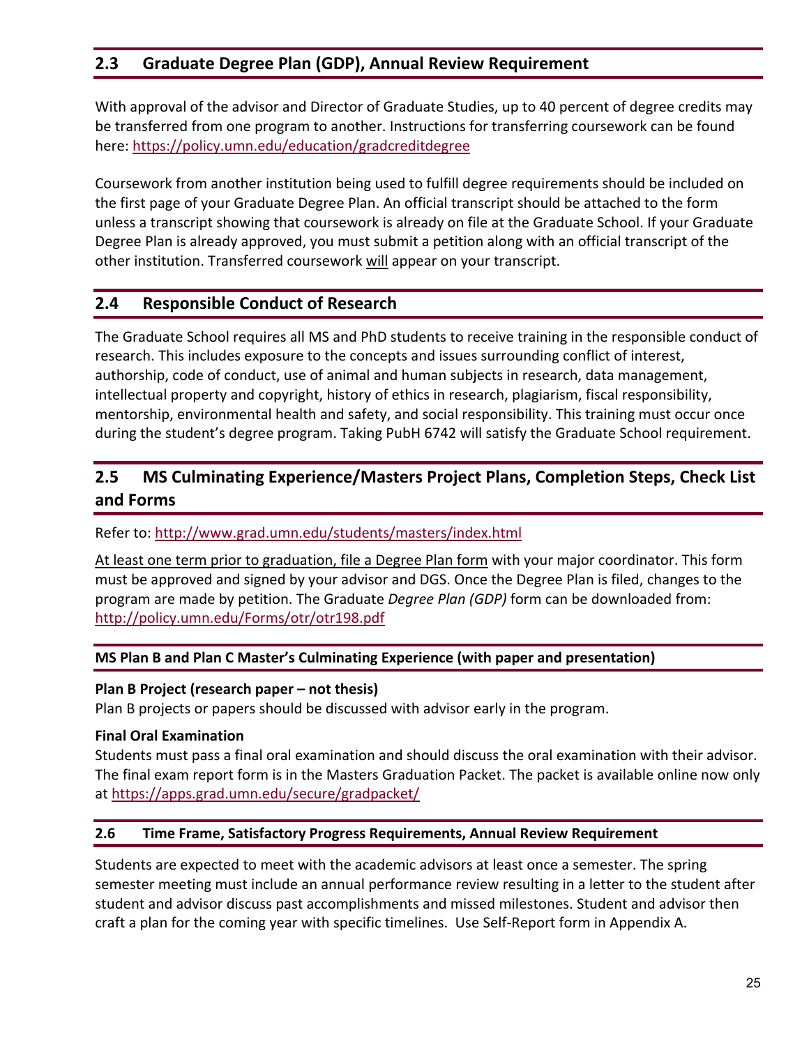## 2.3 Graduate Degree Plan (GDP), Annual Review Requirement

With approval of the advisor and Director of Graduate Studies, up to 40 percent of degree credits may be transferred from one program to another. Instructions for transferring coursework can be found here: https://policy.umn.edu/education/gradcreditdegree

Coursework from another institution being used to fulfill degree requirements should be included on the first page of your Graduate Degree Plan. An official transcript should be attached to the form unless a transcript showing that coursework is already on file at the Graduate School. If your Graduate Degree Plan is already approved, you must submit a petition along with an official transcript of the other institution. Transferred coursework <u>will</u> appear on your transcript.

## 2.4 Responsible Conduct of Research

The Graduate School requires all MS and PhD students to receive training in the responsible conduct of research. This includes exposure to the concepts and issues surrounding conflict of interest, authorship, code of conduct, use of animal and human subjects in research, data management, intellectual property and copyright, history of ethics in research, plagiarism, fiscal responsibility, mentorship, environmental health and safety, and social responsibility. This training must occur once during the student's degree program. Taking PubH 6742 will satisfy the Graduate School requirement.

## 2.5 MS Culminating Experience/Masters Project Plans, Completion Steps, Check List and Forms

Refer to: http://www.grad.umn.edu/students/masters/index.html

<u>At least one term prior to graduation, file a Degree Plan form</u> with your major coordinator. This form must be approved and signed by your advisor and DGS. Once the Degree Plan is filed, changes to the program are made by petition. The Graduate *Degree Plan (GDP)* form can be downloaded from: http://policy.umn.edu/Forms/otr/otr198.pdf

#### MS Plan B and Plan C Master's Culminating Experience (with paper and presentation)

**Plan B Project (research paper – not thesis)**
Plan B projects or papers should be discussed with advisor early in the program.

**Final Oral Examination**
Students must pass a final oral examination and should discuss the oral examination with their advisor. The final exam report form is in the Masters Graduation Packet. The packet is available online now only at https://apps.grad.umn.edu/secure/gradpacket/

#### 2.6 Time Frame, Satisfactory Progress Requirements, Annual Review Requirement

Students are expected to meet with the academic advisors at least once a semester. The spring semester meeting must include an annual performance review resulting in a letter to the student after student and advisor discuss past accomplishments and missed milestones. Student and advisor then craft a plan for the coming year with specific timelines. Use Self-Report form in Appendix A.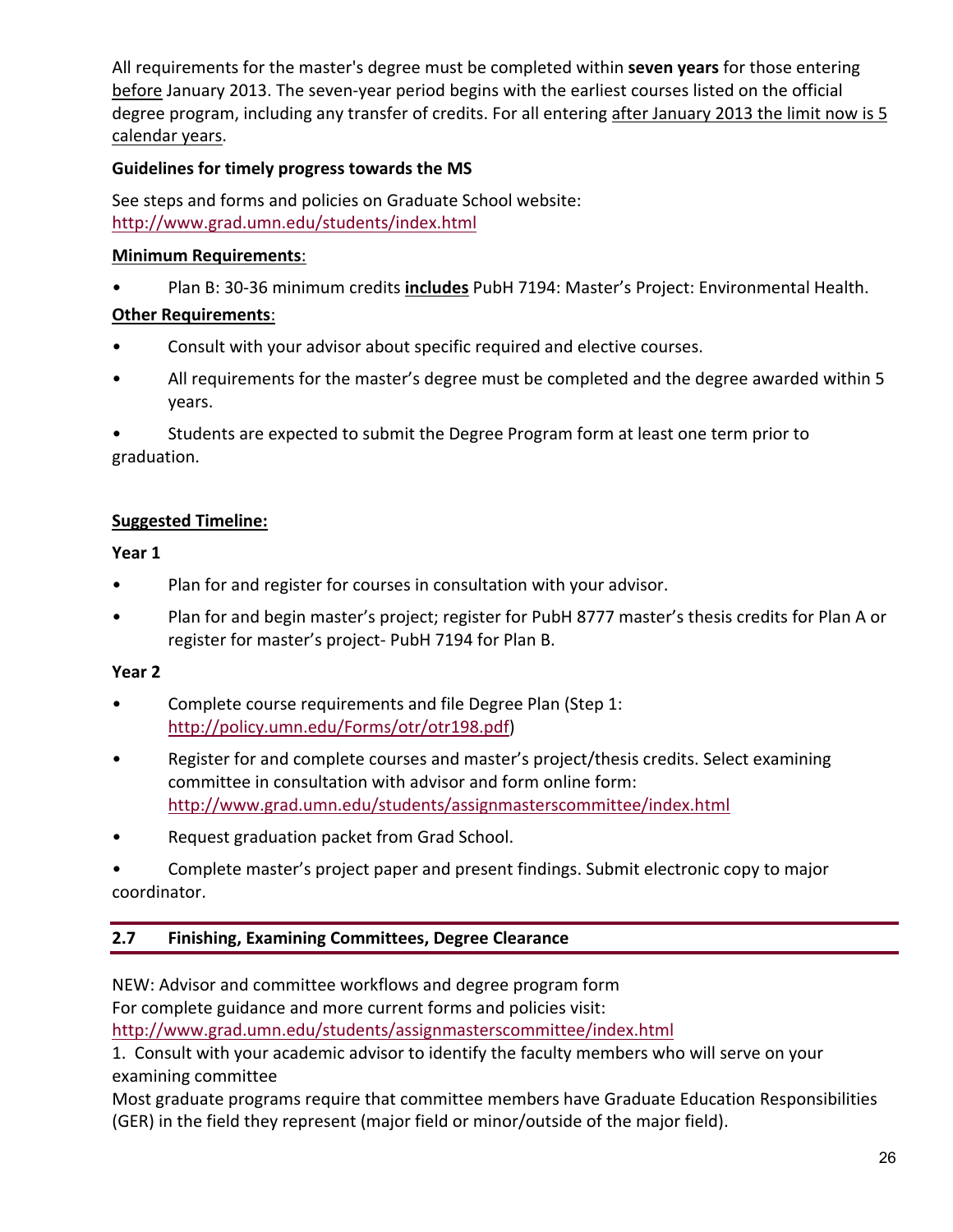All requirements for the master's degree must be completed within **seven years** for those entering <u>before</u> January 2013. The seven-year period begins with the earliest courses listed on the official degree program, including any transfer of credits. For all entering <u>after January 2013 the limit now is 5 calendar years</u>.

**Guidelines for timely progress towards the MS**

See steps and forms and policies on Graduate School website: http://www.grad.umn.edu/students/index.html

**<u>Minimum Requirements</u>**:

- Plan B: 30-36 minimum credits **<u>includes</u>** PubH 7194: Master's Project: Environmental Health.

**<u>Other Requirements</u>**:

- Consult with your advisor about specific required and elective courses.
- All requirements for the master's degree must be completed and the degree awarded within 5 years.
- Students are expected to submit the Degree Program form at least one term prior to graduation.

**<u>Suggested Timeline:</u>**

**Year 1**

- Plan for and register for courses in consultation with your advisor.
- Plan for and begin master's project; register for PubH 8777 master's thesis credits for Plan A or register for master's project- PubH 7194 for Plan B.

**Year 2**

- Complete course requirements and file Degree Plan (Step 1: http://policy.umn.edu/Forms/otr/otr198.pdf)
- Register for and complete courses and master's project/thesis credits. Select examining committee in consultation with advisor and form online form: http://www.grad.umn.edu/students/assignmasterscommittee/index.html
- Request graduation packet from Grad School.
- Complete master's project paper and present findings. Submit electronic copy to major coordinator.

## 2.7 Finishing, Examining Committees, Degree Clearance

NEW: Advisor and committee workflows and degree program form
For complete guidance and more current forms and policies visit:
http://www.grad.umn.edu/students/assignmasterscommittee/index.html

1. Consult with your academic advisor to identify the faculty members who will serve on your examining committee

Most graduate programs require that committee members have Graduate Education Responsibilities (GER) in the field they represent (major field or minor/outside of the major field).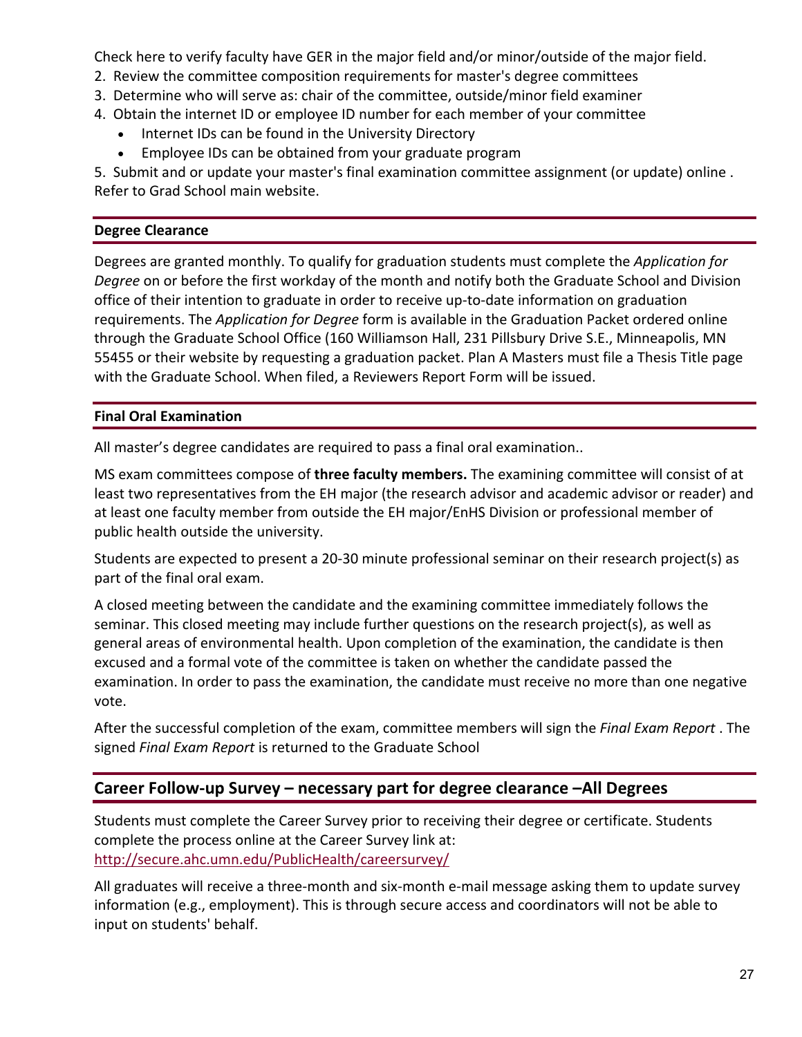Check here to verify faculty have GER in the major field and/or minor/outside of the major field.

2. Review the committee composition requirements for master's degree committees
3. Determine who will serve as: chair of the committee, outside/minor field examiner
4. Obtain the internet ID or employee ID number for each member of your committee
   - Internet IDs can be found in the University Directory
   - Employee IDs can be obtained from your graduate program
5. Submit and or update your master's final examination committee assignment (or update) online . Refer to Grad School main website.

### Degree Clearance

Degrees are granted monthly. To qualify for graduation students must complete the *Application for Degree* on or before the first workday of the month and notify both the Graduate School and Division office of their intention to graduate in order to receive up-to-date information on graduation requirements. The *Application for Degree* form is available in the Graduation Packet ordered online through the Graduate School Office (160 Williamson Hall, 231 Pillsbury Drive S.E., Minneapolis, MN 55455 or their website by requesting a graduation packet. Plan A Masters must file a Thesis Title page with the Graduate School. When filed, a Reviewers Report Form will be issued.

### Final Oral Examination

All master's degree candidates are required to pass a final oral examination..

MS exam committees compose of **three faculty members.** The examining committee will consist of at least two representatives from the EH major (the research advisor and academic advisor or reader) and at least one faculty member from outside the EH major/EnHS Division or professional member of public health outside the university.

Students are expected to present a 20-30 minute professional seminar on their research project(s) as part of the final oral exam.

A closed meeting between the candidate and the examining committee immediately follows the seminar. This closed meeting may include further questions on the research project(s), as well as general areas of environmental health. Upon completion of the examination, the candidate is then excused and a formal vote of the committee is taken on whether the candidate passed the examination. In order to pass the examination, the candidate must receive no more than one negative vote.

After the successful completion of the exam, committee members will sign the *Final Exam Report* . The signed *Final Exam Report* is returned to the Graduate School

## Career Follow-up Survey – necessary part for degree clearance –All Degrees

Students must complete the Career Survey prior to receiving their degree or certificate. Students complete the process online at the Career Survey link at: http://secure.ahc.umn.edu/PublicHealth/careersurvey/

All graduates will receive a three-month and six-month e-mail message asking them to update survey information (e.g., employment). This is through secure access and coordinators will not be able to input on students' behalf.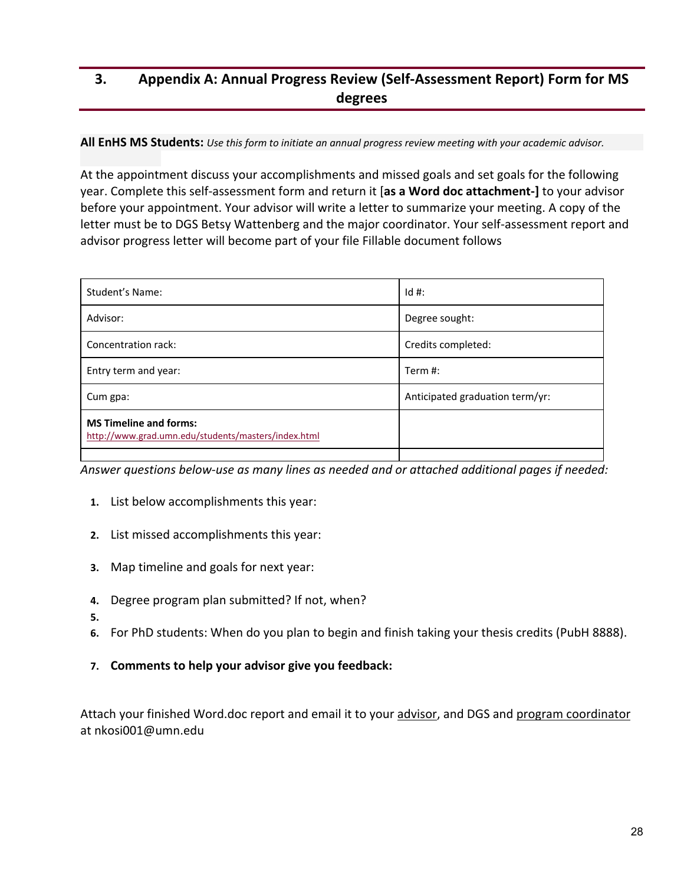## 3. Appendix A: Annual Progress Review (Self-Assessment Report) Form for MS degrees

**All EnHS MS Students:** *Use this form to initiate an annual progress review meeting with your academic advisor.*

At the appointment discuss your accomplishments and missed goals and set goals for the following year. Complete this self-assessment form and return it [**as a Word doc attachment-]** to your advisor before your appointment. Your advisor will write a letter to summarize your meeting. A copy of the letter must be to DGS Betsy Wattenberg and the major coordinator. Your self-assessment report and advisor progress letter will become part of your file Fillable document follows

| | |
|---|---|
| Student's Name: | Id #: |
| Advisor: | Degree sought: |
| Concentration rack: | Credits completed: |
| Entry term and year: | Term #: |
| Cum gpa: | Anticipated graduation term/yr: |
| **MS Timeline and forms:** http://www.grad.umn.edu/students/masters/index.html | |
| | |

*Answer questions below-use as many lines as needed and or attached additional pages if needed:*

1. List below accomplishments this year:
2. List missed accomplishments this year:
3. Map timeline and goals for next year:
4. Degree program plan submitted? If not, when?
5.
6. For PhD students: When do you plan to begin and finish taking your thesis credits (PubH 8888).
7. **Comments to help your advisor give you feedback:**

Attach your finished Word.doc report and email it to your advisor, and DGS and program coordinator at nkosi001@umn.edu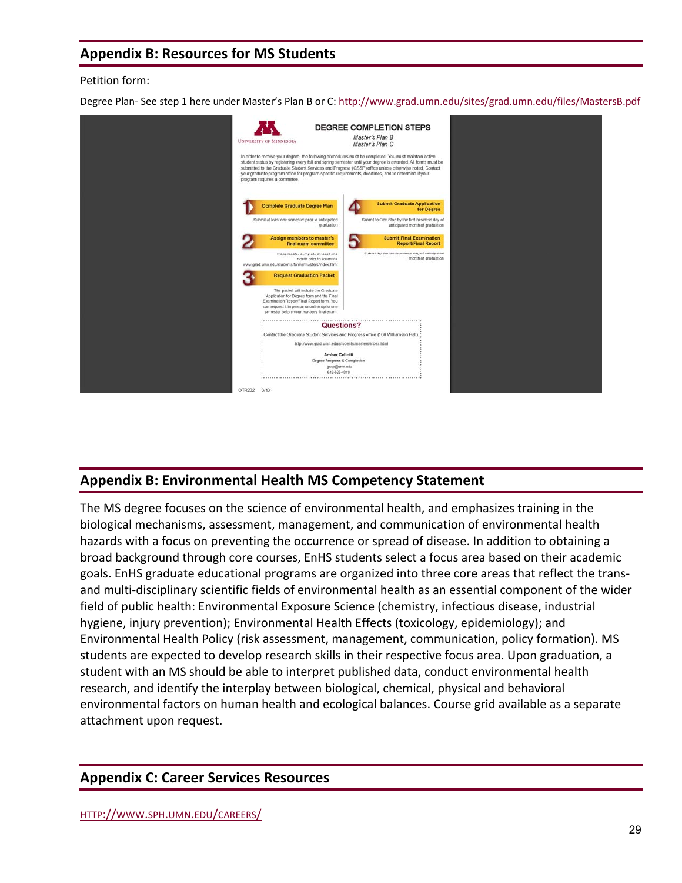## Appendix B: Resources for MS Students

Petition form:

Degree Plan- See step 1 here under Master's Plan B or C: http://www.grad.umn.edu/sites/grad.umn.edu/files/MastersB.pdf

UNIVERSITY OF MINNESOTA

DEGREE COMPLETION STEPS

Master's Plan B
Master's Plan C

In order to receive your degree, the following procedures must be completed. You must maintain active student status by registering every fall and spring semester until your degree is awarded. All forms must be submitted to the Graduate Student Services and Progress (GSSP) office unless otherwise noted. Contact your graduate program office for program-specific requirements, deadlines, and to determine if your program requires a committee.

1 Complete Graduate Degree Plan

Submit at least one semester prior to anticipated graduation

2 Assign members to master's final exam committee

If applicable, complete at least one month prior to exam via www.grad.umn.edu/students/forms/masters/index.html

3 Request Graduation Packet

The packet will include the Graduate Application for Degree form and the Final Examination Report/Final Report form. You can request it in person or online up to one semester before your masters final exam.

4 Submit Graduate Application for Degree

Submit to One Stop by the first business day of anticipated month of graduation

5 Submit Final Examination Report/Final Report

Submit by the last business day of anticipated month of graduation

Questions?

Contact the Graduate Student Services and Progress office (160 Williamson Hall)

http://www.grad.umn.edu/students/masters/index.html

Amber Cellotti
Degree Progress & Completion
gsop@umn.edu
612-625-4019

OTR202 3/13

## Appendix B: Environmental Health MS Competency Statement

The MS degree focuses on the science of environmental health, and emphasizes training in the biological mechanisms, assessment, management, and communication of environmental health hazards with a focus on preventing the occurrence or spread of disease. In addition to obtaining a broad background through core courses, EnHS students select a focus area based on their academic goals. EnHS graduate educational programs are organized into three core areas that reflect the trans- and multi-disciplinary scientific fields of environmental health as an essential component of the wider field of public health: Environmental Exposure Science (chemistry, infectious disease, industrial hygiene, injury prevention); Environmental Health Effects (toxicology, epidemiology); and Environmental Health Policy (risk assessment, management, communication, policy formation). MS students are expected to develop research skills in their respective focus area. Upon graduation, a student with an MS should be able to interpret published data, conduct environmental health research, and identify the interplay between biological, chemical, physical and behavioral environmental factors on human health and ecological balances. Course grid available as a separate attachment upon request.

## Appendix C: Career Services Resources

HTTP://WWW.SPH.UMN.EDU/CAREERS/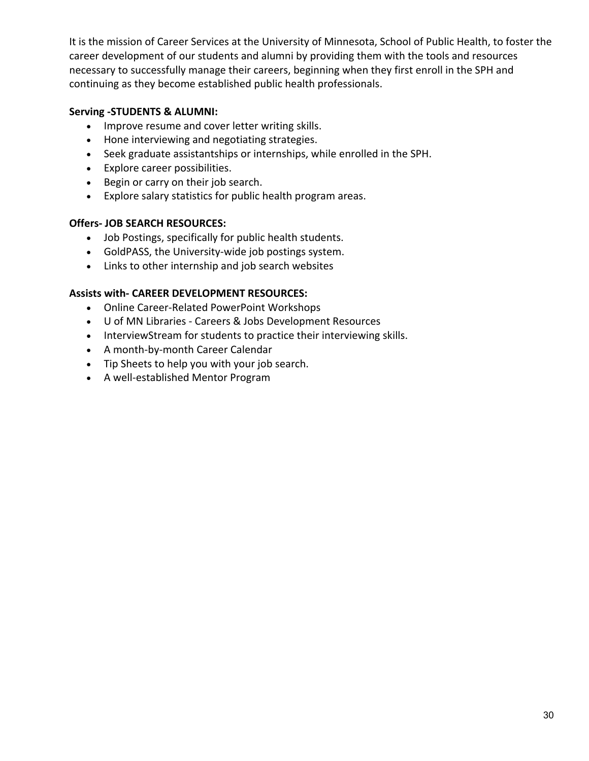It is the mission of Career Services at the University of Minnesota, School of Public Health, to foster the career development of our students and alumni by providing them with the tools and resources necessary to successfully manage their careers, beginning when they first enroll in the SPH and continuing as they become established public health professionals.

**Serving -STUDENTS & ALUMNI:**

- Improve resume and cover letter writing skills.
- Hone interviewing and negotiating strategies.
- Seek graduate assistantships or internships, while enrolled in the SPH.
- Explore career possibilities.
- Begin or carry on their job search.
- Explore salary statistics for public health program areas.

**Offers- JOB SEARCH RESOURCES:**

- Job Postings, specifically for public health students.
- GoldPASS, the University-wide job postings system.
- Links to other internship and job search websites

**Assists with- CAREER DEVELOPMENT RESOURCES:**

- Online Career-Related PowerPoint Workshops
- U of MN Libraries - Careers & Jobs Development Resources
- InterviewStream for students to practice their interviewing skills.
- A month-by-month Career Calendar
- Tip Sheets to help you with your job search.
- A well-established Mentor Program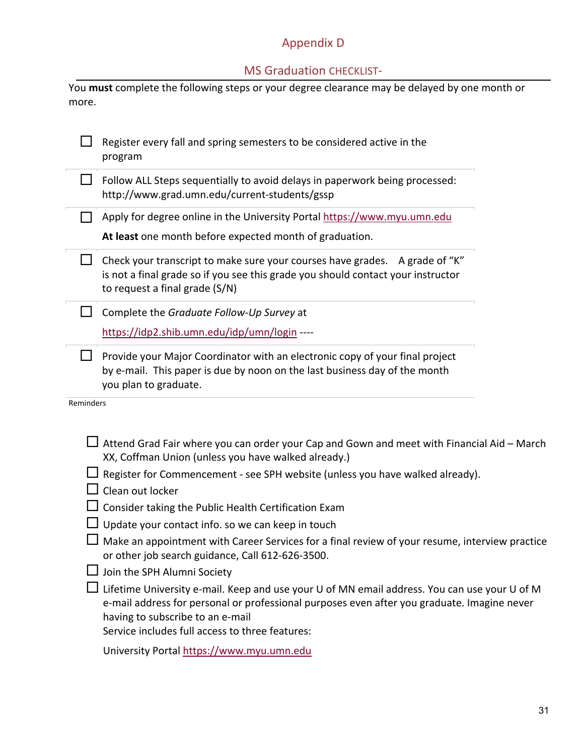## Appendix D

### MS Graduation CHECKLIST-

You **must** complete the following steps or your degree clearance may be delayed by one month or more.

- ☐ Register every fall and spring semesters to be considered active in the program
- ☐ Follow ALL Steps sequentially to avoid delays in paperwork being processed: http://www.grad.umn.edu/current-students/gssp
- ☐ Apply for degree online in the University Portal https://www.myu.umn.edu

  **At least** one month before expected month of graduation.
- ☐ Check your transcript to make sure your courses have grades. A grade of "K" is not a final grade so if you see this grade you should contact your instructor to request a final grade (S/N)
- ☐ Complete the *Graduate Follow-Up Survey* at

  https://idp2.shib.umn.edu/idp/umn/login ----
- ☐ Provide your Major Coordinator with an electronic copy of your final project by e-mail. This paper is due by noon on the last business day of the month you plan to graduate.

Reminders

- ☐ Attend Grad Fair where you can order your Cap and Gown and meet with Financial Aid – March XX, Coffman Union (unless you have walked already.)
- ☐ Register for Commencement - see SPH website (unless you have walked already).
- ☐ Clean out locker
- ☐ Consider taking the Public Health Certification Exam
- ☐ Update your contact info. so we can keep in touch
- ☐ Make an appointment with Career Services for a final review of your resume, interview practice or other job search guidance, Call 612-626-3500.
- ☐ Join the SPH Alumni Society
- ☐ Lifetime University e-mail. Keep and use your U of MN email address. You can use your U of M e-mail address for personal or professional purposes even after you graduate. Imagine never having to subscribe to an e-mail

  Service includes full access to three features:

  University Portal https://www.myu.umn.edu